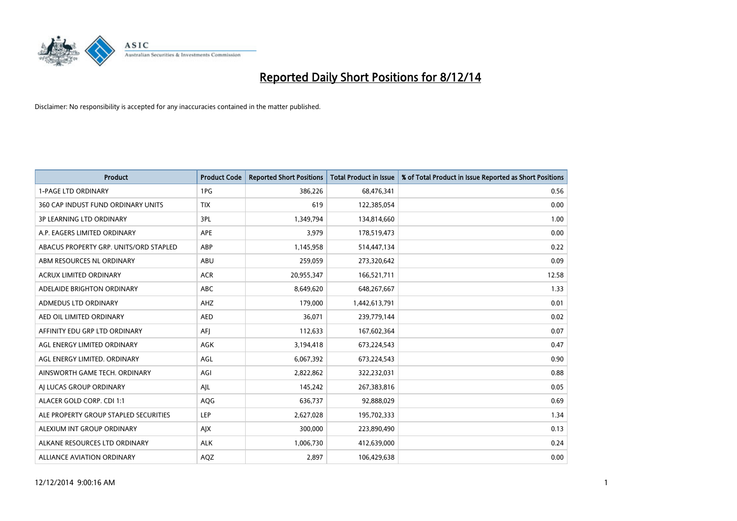# Reported Daily Short Positions for 8/12/14

Disclaimer: No responsibility is accepted for any inaccuracies contained in the matter published.

| Product | Product Code | Reported Short Positions | Total Product in Issue | % of Total Product in Issue Reported as Short Positions |
|---|---|---|---|---|
| 1-PAGE LTD ORDINARY | 1PG | 386,226 | 68,476,341 | 0.56 |
| 360 CAP INDUST FUND ORDINARY UNITS | TIX | 619 | 122,385,054 | 0.00 |
| 3P LEARNING LTD ORDINARY | 3PL | 1,349,794 | 134,814,660 | 1.00 |
| A.P. EAGERS LIMITED ORDINARY | APE | 3,979 | 178,519,473 | 0.00 |
| ABACUS PROPERTY GRP. UNITS/ORD STAPLED | ABP | 1,145,958 | 514,447,134 | 0.22 |
| ABM RESOURCES NL ORDINARY | ABU | 259,059 | 273,320,642 | 0.09 |
| ACRUX LIMITED ORDINARY | ACR | 20,955,347 | 166,521,711 | 12.58 |
| ADELAIDE BRIGHTON ORDINARY | ABC | 8,649,620 | 648,267,667 | 1.33 |
| ADMEDUS LTD ORDINARY | AHZ | 179,000 | 1,442,613,791 | 0.01 |
| AED OIL LIMITED ORDINARY | AED | 36,071 | 239,779,144 | 0.02 |
| AFFINITY EDU GRP LTD ORDINARY | AFJ | 112,633 | 167,602,364 | 0.07 |
| AGL ENERGY LIMITED ORDINARY | AGK | 3,194,418 | 673,224,543 | 0.47 |
| AGL ENERGY LIMITED. ORDINARY | AGL | 6,067,392 | 673,224,543 | 0.90 |
| AINSWORTH GAME TECH. ORDINARY | AGI | 2,822,862 | 322,232,031 | 0.88 |
| AJ LUCAS GROUP ORDINARY | AJL | 145,242 | 267,383,816 | 0.05 |
| ALACER GOLD CORP. CDI 1:1 | AQG | 636,737 | 92,888,029 | 0.69 |
| ALE PROPERTY GROUP STAPLED SECURITIES | LEP | 2,627,028 | 195,702,333 | 1.34 |
| ALEXIUM INT GROUP ORDINARY | AJX | 300,000 | 223,890,490 | 0.13 |
| ALKANE RESOURCES LTD ORDINARY | ALK | 1,006,730 | 412,639,000 | 0.24 |
| ALLIANCE AVIATION ORDINARY | AQZ | 2,897 | 106,429,638 | 0.00 |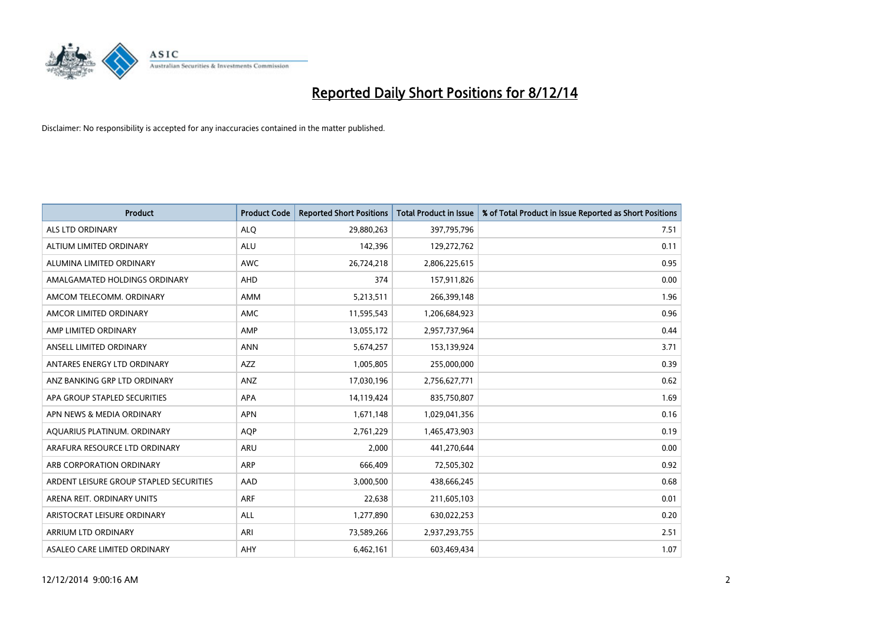# Reported Daily Short Positions for 8/12/14

Disclaimer: No responsibility is accepted for any inaccuracies contained in the matter published.

| Product | Product Code | Reported Short Positions | Total Product in Issue | % of Total Product in Issue Reported as Short Positions |
|---|---|---|---|---|
| ALS LTD ORDINARY | ALQ | 29,880,263 | 397,795,796 | 7.51 |
| ALTIUM LIMITED ORDINARY | ALU | 142,396 | 129,272,762 | 0.11 |
| ALUMINA LIMITED ORDINARY | AWC | 26,724,218 | 2,806,225,615 | 0.95 |
| AMALGAMATED HOLDINGS ORDINARY | AHD | 374 | 157,911,826 | 0.00 |
| AMCOM TELECOMM. ORDINARY | AMM | 5,213,511 | 266,399,148 | 1.96 |
| AMCOR LIMITED ORDINARY | AMC | 11,595,543 | 1,206,684,923 | 0.96 |
| AMP LIMITED ORDINARY | AMP | 13,055,172 | 2,957,737,964 | 0.44 |
| ANSELL LIMITED ORDINARY | ANN | 5,674,257 | 153,139,924 | 3.71 |
| ANTARES ENERGY LTD ORDINARY | AZZ | 1,005,805 | 255,000,000 | 0.39 |
| ANZ BANKING GRP LTD ORDINARY | ANZ | 17,030,196 | 2,756,627,771 | 0.62 |
| APA GROUP STAPLED SECURITIES | APA | 14,119,424 | 835,750,807 | 1.69 |
| APN NEWS & MEDIA ORDINARY | APN | 1,671,148 | 1,029,041,356 | 0.16 |
| AQUARIUS PLATINUM. ORDINARY | AQP | 2,761,229 | 1,465,473,903 | 0.19 |
| ARAFURA RESOURCE LTD ORDINARY | ARU | 2,000 | 441,270,644 | 0.00 |
| ARB CORPORATION ORDINARY | ARP | 666,409 | 72,505,302 | 0.92 |
| ARDENT LEISURE GROUP STAPLED SECURITIES | AAD | 3,000,500 | 438,666,245 | 0.68 |
| ARENA REIT. ORDINARY UNITS | ARF | 22,638 | 211,605,103 | 0.01 |
| ARISTOCRAT LEISURE ORDINARY | ALL | 1,277,890 | 630,022,253 | 0.20 |
| ARRIUM LTD ORDINARY | ARI | 73,589,266 | 2,937,293,755 | 2.51 |
| ASALEO CARE LIMITED ORDINARY | AHY | 6,462,161 | 603,469,434 | 1.07 |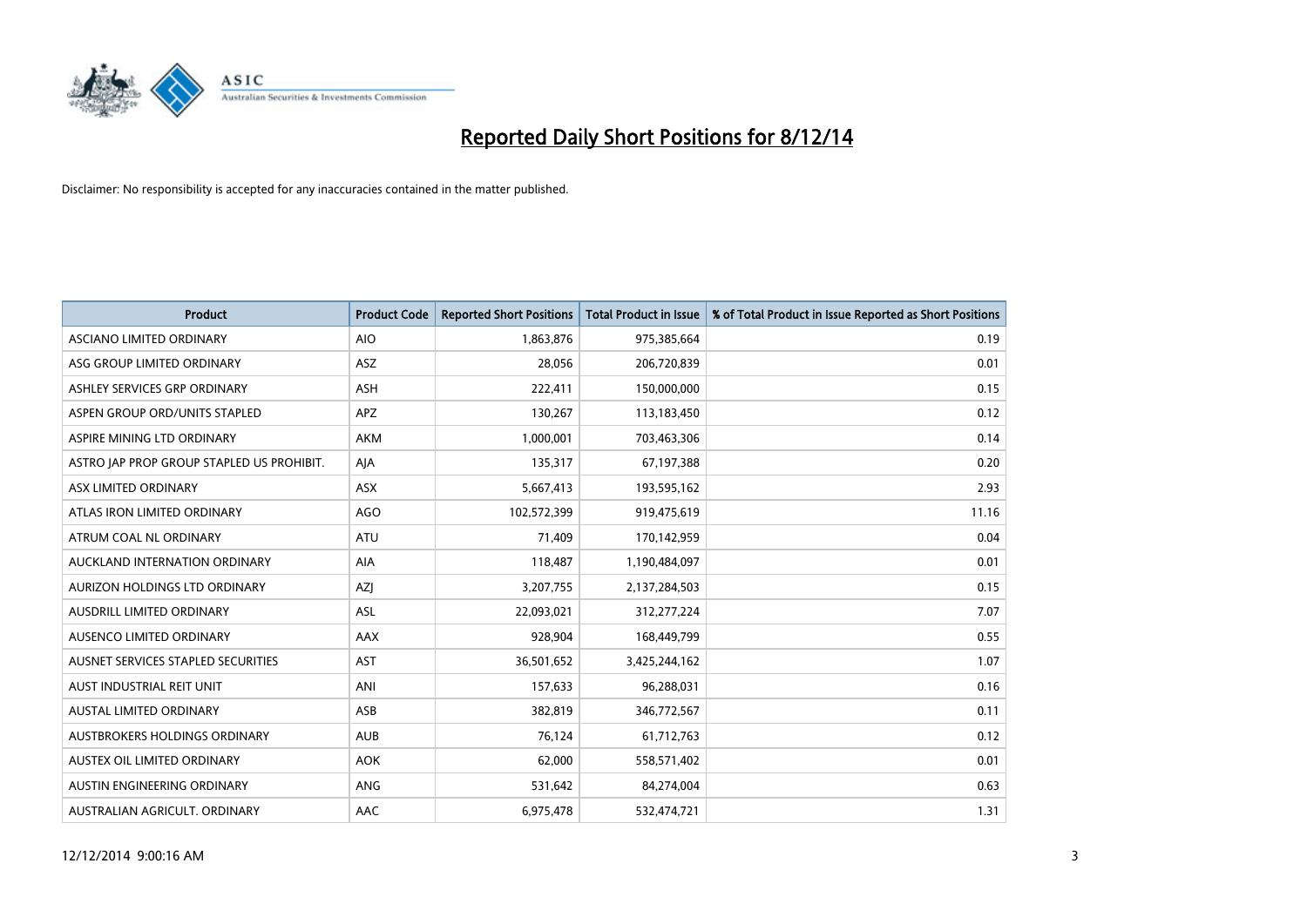# Reported Daily Short Positions for 8/12/14

Disclaimer: No responsibility is accepted for any inaccuracies contained in the matter published.

| Product | Product Code | Reported Short Positions | Total Product in Issue | % of Total Product in Issue Reported as Short Positions |
|---|---|---|---|---|
| ASCIANO LIMITED ORDINARY | AIO | 1,863,876 | 975,385,664 | 0.19 |
| ASG GROUP LIMITED ORDINARY | ASZ | 28,056 | 206,720,839 | 0.01 |
| ASHLEY SERVICES GRP ORDINARY | ASH | 222,411 | 150,000,000 | 0.15 |
| ASPEN GROUP ORD/UNITS STAPLED | APZ | 130,267 | 113,183,450 | 0.12 |
| ASPIRE MINING LTD ORDINARY | AKM | 1,000,001 | 703,463,306 | 0.14 |
| ASTRO JAP PROP GROUP STAPLED US PROHIBIT. | AJA | 135,317 | 67,197,388 | 0.20 |
| ASX LIMITED ORDINARY | ASX | 5,667,413 | 193,595,162 | 2.93 |
| ATLAS IRON LIMITED ORDINARY | AGO | 102,572,399 | 919,475,619 | 11.16 |
| ATRUM COAL NL ORDINARY | ATU | 71,409 | 170,142,959 | 0.04 |
| AUCKLAND INTERNATION ORDINARY | AIA | 118,487 | 1,190,484,097 | 0.01 |
| AURIZON HOLDINGS LTD ORDINARY | AZJ | 3,207,755 | 2,137,284,503 | 0.15 |
| AUSDRILL LIMITED ORDINARY | ASL | 22,093,021 | 312,277,224 | 7.07 |
| AUSENCO LIMITED ORDINARY | AAX | 928,904 | 168,449,799 | 0.55 |
| AUSNET SERVICES STAPLED SECURITIES | AST | 36,501,652 | 3,425,244,162 | 1.07 |
| AUST INDUSTRIAL REIT UNIT | ANI | 157,633 | 96,288,031 | 0.16 |
| AUSTAL LIMITED ORDINARY | ASB | 382,819 | 346,772,567 | 0.11 |
| AUSTBROKERS HOLDINGS ORDINARY | AUB | 76,124 | 61,712,763 | 0.12 |
| AUSTEX OIL LIMITED ORDINARY | AOK | 62,000 | 558,571,402 | 0.01 |
| AUSTIN ENGINEERING ORDINARY | ANG | 531,642 | 84,274,004 | 0.63 |
| AUSTRALIAN AGRICULT. ORDINARY | AAC | 6,975,478 | 532,474,721 | 1.31 |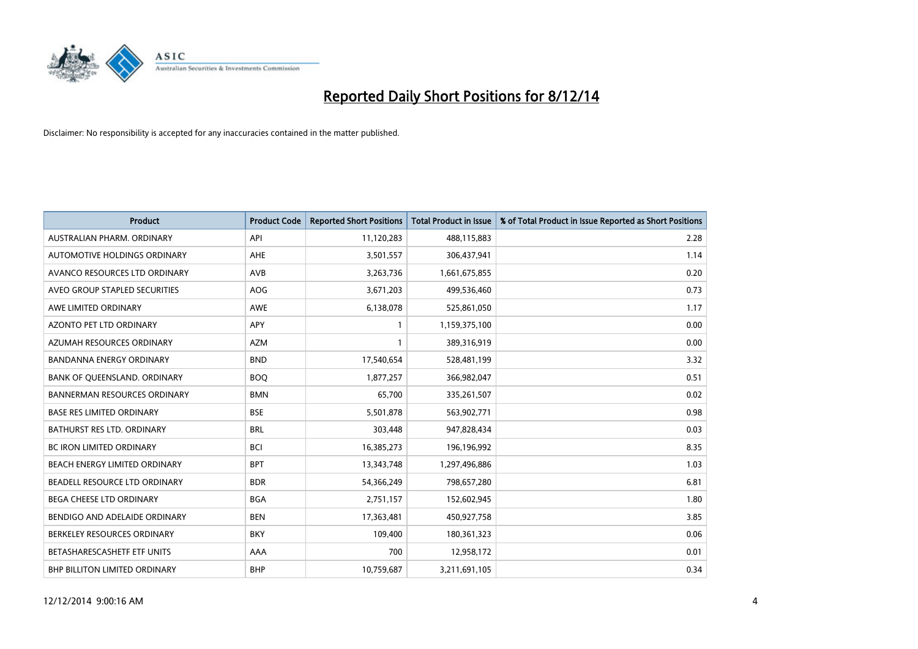# Reported Daily Short Positions for 8/12/14

Disclaimer: No responsibility is accepted for any inaccuracies contained in the matter published.

| Product | Product Code | Reported Short Positions | Total Product in Issue | % of Total Product in Issue Reported as Short Positions |
|---|---|---|---|---|
| AUSTRALIAN PHARM. ORDINARY | API | 11,120,283 | 488,115,883 | 2.28 |
| AUTOMOTIVE HOLDINGS ORDINARY | AHE | 3,501,557 | 306,437,941 | 1.14 |
| AVANCO RESOURCES LTD ORDINARY | AVB | 3,263,736 | 1,661,675,855 | 0.20 |
| AVEO GROUP STAPLED SECURITIES | AOG | 3,671,203 | 499,536,460 | 0.73 |
| AWE LIMITED ORDINARY | AWE | 6,138,078 | 525,861,050 | 1.17 |
| AZONTO PET LTD ORDINARY | APY | 1 | 1,159,375,100 | 0.00 |
| AZUMAH RESOURCES ORDINARY | AZM | 1 | 389,316,919 | 0.00 |
| BANDANNA ENERGY ORDINARY | BND | 17,540,654 | 528,481,199 | 3.32 |
| BANK OF QUEENSLAND. ORDINARY | BOQ | 1,877,257 | 366,982,047 | 0.51 |
| BANNERMAN RESOURCES ORDINARY | BMN | 65,700 | 335,261,507 | 0.02 |
| BASE RES LIMITED ORDINARY | BSE | 5,501,878 | 563,902,771 | 0.98 |
| BATHURST RES LTD. ORDINARY | BRL | 303,448 | 947,828,434 | 0.03 |
| BC IRON LIMITED ORDINARY | BCI | 16,385,273 | 196,196,992 | 8.35 |
| BEACH ENERGY LIMITED ORDINARY | BPT | 13,343,748 | 1,297,496,886 | 1.03 |
| BEADELL RESOURCE LTD ORDINARY | BDR | 54,366,249 | 798,657,280 | 6.81 |
| BEGA CHEESE LTD ORDINARY | BGA | 2,751,157 | 152,602,945 | 1.80 |
| BENDIGO AND ADELAIDE ORDINARY | BEN | 17,363,481 | 450,927,758 | 3.85 |
| BERKELEY RESOURCES ORDINARY | BKY | 109,400 | 180,361,323 | 0.06 |
| BETASHARESCASHETF ETF UNITS | AAA | 700 | 12,958,172 | 0.01 |
| BHP BILLITON LIMITED ORDINARY | BHP | 10,759,687 | 3,211,691,105 | 0.34 |

12/12/2014 9:00:16 AM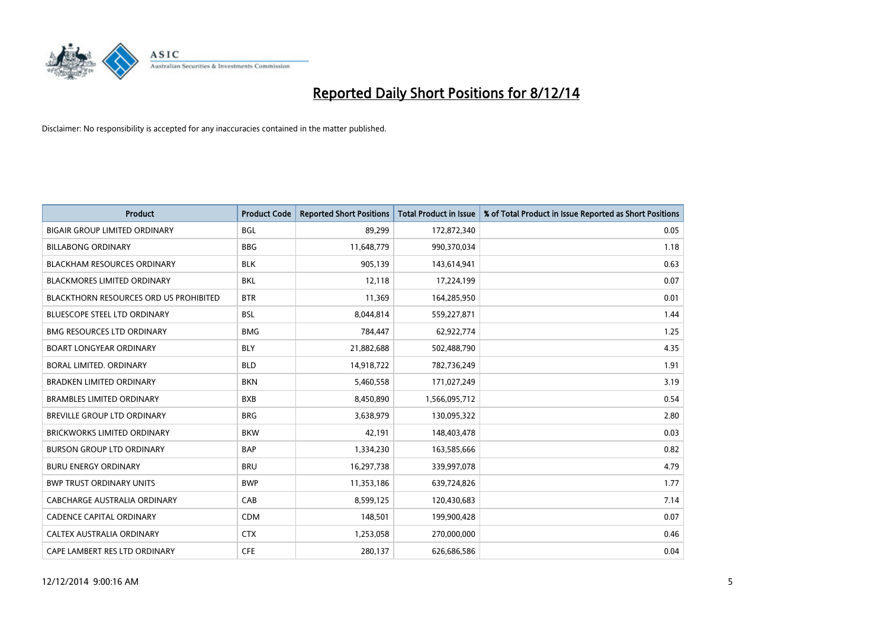# Reported Daily Short Positions for 8/12/14

Disclaimer: No responsibility is accepted for any inaccuracies contained in the matter published.

| Product | Product Code | Reported Short Positions | Total Product in Issue | % of Total Product in Issue Reported as Short Positions |
|---|---|---|---|---|
| BIGAIR GROUP LIMITED ORDINARY | BGL | 89,299 | 172,872,340 | 0.05 |
| BILLABONG ORDINARY | BBG | 11,648,779 | 990,370,034 | 1.18 |
| BLACKHAM RESOURCES ORDINARY | BLK | 905,139 | 143,614,941 | 0.63 |
| BLACKMORES LIMITED ORDINARY | BKL | 12,118 | 17,224,199 | 0.07 |
| BLACKTHORN RESOURCES ORD US PROHIBITED | BTR | 11,369 | 164,285,950 | 0.01 |
| BLUESCOPE STEEL LTD ORDINARY | BSL | 8,044,814 | 559,227,871 | 1.44 |
| BMG RESOURCES LTD ORDINARY | BMG | 784,447 | 62,922,774 | 1.25 |
| BOART LONGYEAR ORDINARY | BLY | 21,882,688 | 502,488,790 | 4.35 |
| BORAL LIMITED. ORDINARY | BLD | 14,918,722 | 782,736,249 | 1.91 |
| BRADKEN LIMITED ORDINARY | BKN | 5,460,558 | 171,027,249 | 3.19 |
| BRAMBLES LIMITED ORDINARY | BXB | 8,450,890 | 1,566,095,712 | 0.54 |
| BREVILLE GROUP LTD ORDINARY | BRG | 3,638,979 | 130,095,322 | 2.80 |
| BRICKWORKS LIMITED ORDINARY | BKW | 42,191 | 148,403,478 | 0.03 |
| BURSON GROUP LTD ORDINARY | BAP | 1,334,230 | 163,585,666 | 0.82 |
| BURU ENERGY ORDINARY | BRU | 16,297,738 | 339,997,078 | 4.79 |
| BWP TRUST ORDINARY UNITS | BWP | 11,353,186 | 639,724,826 | 1.77 |
| CABCHARGE AUSTRALIA ORDINARY | CAB | 8,599,125 | 120,430,683 | 7.14 |
| CADENCE CAPITAL ORDINARY | CDM | 148,501 | 199,900,428 | 0.07 |
| CALTEX AUSTRALIA ORDINARY | CTX | 1,253,058 | 270,000,000 | 0.46 |
| CAPE LAMBERT RES LTD ORDINARY | CFE | 280,137 | 626,686,586 | 0.04 |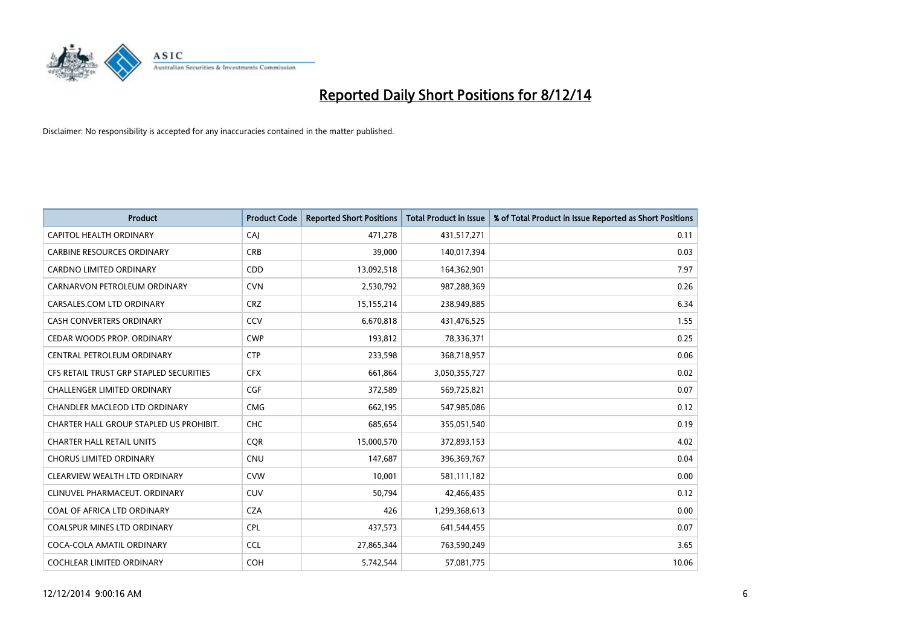# Reported Daily Short Positions for 8/12/14

Disclaimer: No responsibility is accepted for any inaccuracies contained in the matter published.

| Product | Product Code | Reported Short Positions | Total Product in Issue | % of Total Product in Issue Reported as Short Positions |
|---|---|---|---|---|
| CAPITOL HEALTH ORDINARY | CAJ | 471,278 | 431,517,271 | 0.11 |
| CARBINE RESOURCES ORDINARY | CRB | 39,000 | 140,017,394 | 0.03 |
| CARDNO LIMITED ORDINARY | CDD | 13,092,518 | 164,362,901 | 7.97 |
| CARNARVON PETROLEUM ORDINARY | CVN | 2,530,792 | 987,288,369 | 0.26 |
| CARSALES.COM LTD ORDINARY | CRZ | 15,155,214 | 238,949,885 | 6.34 |
| CASH CONVERTERS ORDINARY | CCV | 6,670,818 | 431,476,525 | 1.55 |
| CEDAR WOODS PROP. ORDINARY | CWP | 193,812 | 78,336,371 | 0.25 |
| CENTRAL PETROLEUM ORDINARY | CTP | 233,598 | 368,718,957 | 0.06 |
| CFS RETAIL TRUST GRP STAPLED SECURITIES | CFX | 661,864 | 3,050,355,727 | 0.02 |
| CHALLENGER LIMITED ORDINARY | CGF | 372,589 | 569,725,821 | 0.07 |
| CHANDLER MACLEOD LTD ORDINARY | CMG | 662,195 | 547,985,086 | 0.12 |
| CHARTER HALL GROUP STAPLED US PROHIBIT. | CHC | 685,654 | 355,051,540 | 0.19 |
| CHARTER HALL RETAIL UNITS | CQR | 15,000,570 | 372,893,153 | 4.02 |
| CHORUS LIMITED ORDINARY | CNU | 147,687 | 396,369,767 | 0.04 |
| CLEARVIEW WEALTH LTD ORDINARY | CVW | 10,001 | 581,111,182 | 0.00 |
| CLINUVEL PHARMACEUT. ORDINARY | CUV | 50,794 | 42,466,435 | 0.12 |
| COAL OF AFRICA LTD ORDINARY | CZA | 426 | 1,299,368,613 | 0.00 |
| COALSPUR MINES LTD ORDINARY | CPL | 437,573 | 641,544,455 | 0.07 |
| COCA-COLA AMATIL ORDINARY | CCL | 27,865,344 | 763,590,249 | 3.65 |
| COCHLEAR LIMITED ORDINARY | COH | 5,742,544 | 57,081,775 | 10.06 |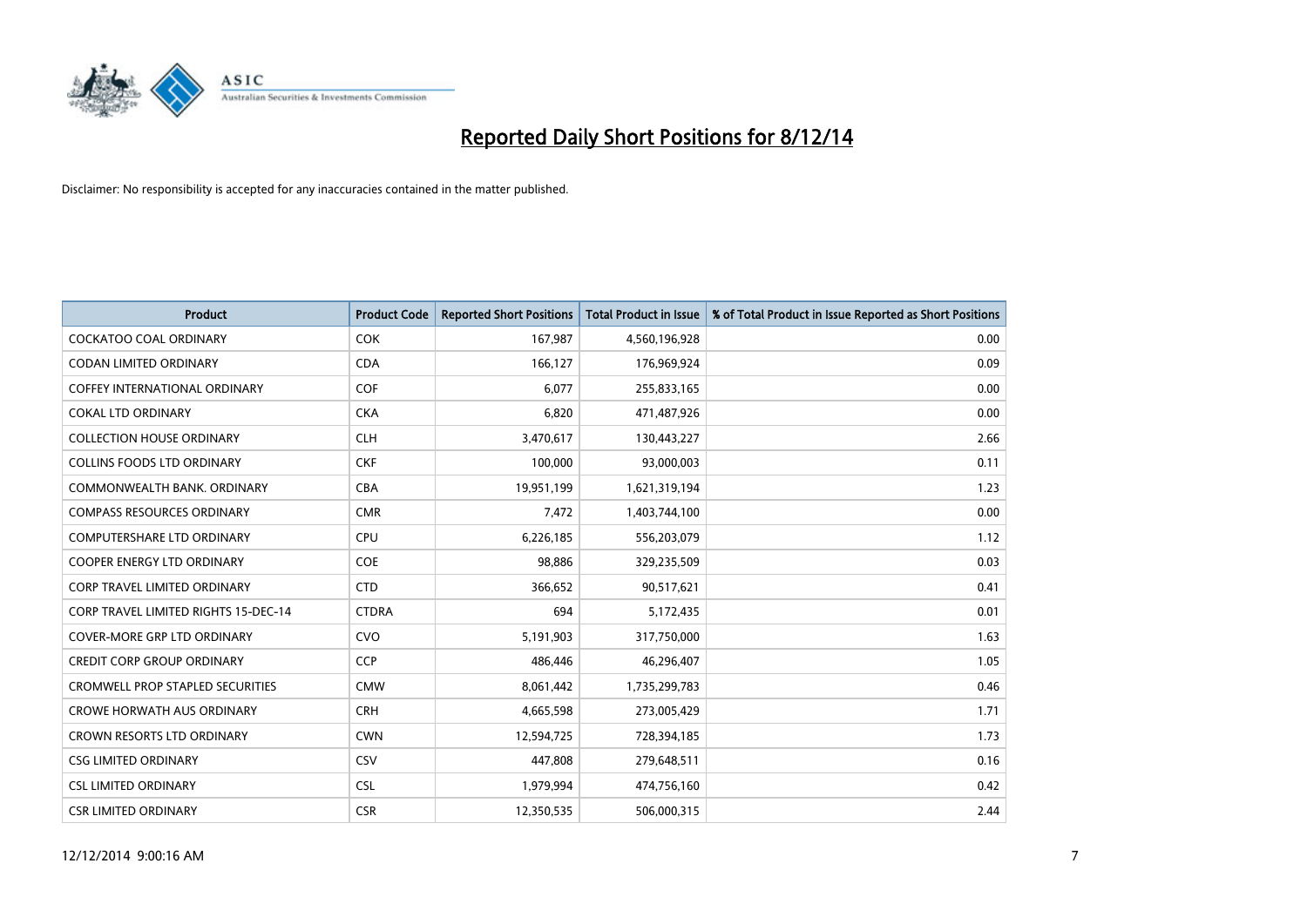# Reported Daily Short Positions for 8/12/14

Disclaimer: No responsibility is accepted for any inaccuracies contained in the matter published.

| Product | Product Code | Reported Short Positions | Total Product in Issue | % of Total Product in Issue Reported as Short Positions |
|---|---|---|---|---|
| COCKATOO COAL ORDINARY | COK | 167,987 | 4,560,196,928 | 0.00 |
| CODAN LIMITED ORDINARY | CDA | 166,127 | 176,969,924 | 0.09 |
| COFFEY INTERNATIONAL ORDINARY | COF | 6,077 | 255,833,165 | 0.00 |
| COKAL LTD ORDINARY | CKA | 6,820 | 471,487,926 | 0.00 |
| COLLECTION HOUSE ORDINARY | CLH | 3,470,617 | 130,443,227 | 2.66 |
| COLLINS FOODS LTD ORDINARY | CKF | 100,000 | 93,000,003 | 0.11 |
| COMMONWEALTH BANK. ORDINARY | CBA | 19,951,199 | 1,621,319,194 | 1.23 |
| COMPASS RESOURCES ORDINARY | CMR | 7,472 | 1,403,744,100 | 0.00 |
| COMPUTERSHARE LTD ORDINARY | CPU | 6,226,185 | 556,203,079 | 1.12 |
| COOPER ENERGY LTD ORDINARY | COE | 98,886 | 329,235,509 | 0.03 |
| CORP TRAVEL LIMITED ORDINARY | CTD | 366,652 | 90,517,621 | 0.41 |
| CORP TRAVEL LIMITED RIGHTS 15-DEC-14 | CTDRA | 694 | 5,172,435 | 0.01 |
| COVER-MORE GRP LTD ORDINARY | CVO | 5,191,903 | 317,750,000 | 1.63 |
| CREDIT CORP GROUP ORDINARY | CCP | 486,446 | 46,296,407 | 1.05 |
| CROMWELL PROP STAPLED SECURITIES | CMW | 8,061,442 | 1,735,299,783 | 0.46 |
| CROWE HORWATH AUS ORDINARY | CRH | 4,665,598 | 273,005,429 | 1.71 |
| CROWN RESORTS LTD ORDINARY | CWN | 12,594,725 | 728,394,185 | 1.73 |
| CSG LIMITED ORDINARY | CSV | 447,808 | 279,648,511 | 0.16 |
| CSL LIMITED ORDINARY | CSL | 1,979,994 | 474,756,160 | 0.42 |
| CSR LIMITED ORDINARY | CSR | 12,350,535 | 506,000,315 | 2.44 |

12/12/2014 9:00:16 AM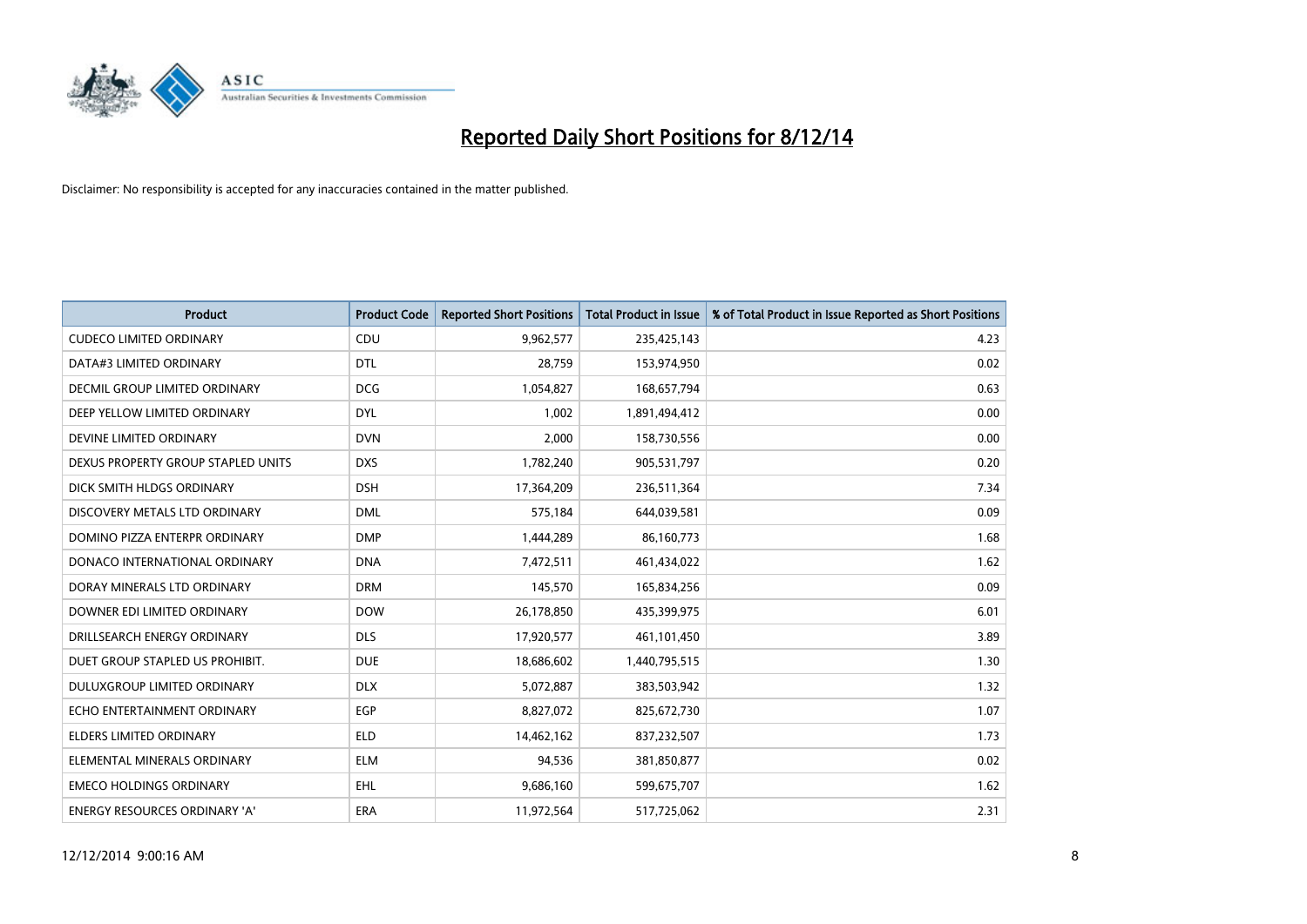# Reported Daily Short Positions for 8/12/14

Disclaimer: No responsibility is accepted for any inaccuracies contained in the matter published.

| Product | Product Code | Reported Short Positions | Total Product in Issue | % of Total Product in Issue Reported as Short Positions |
|---|---|---|---|---|
| CUDECO LIMITED ORDINARY | CDU | 9,962,577 | 235,425,143 | 4.23 |
| DATA#3 LIMITED ORDINARY | DTL | 28,759 | 153,974,950 | 0.02 |
| DECMIL GROUP LIMITED ORDINARY | DCG | 1,054,827 | 168,657,794 | 0.63 |
| DEEP YELLOW LIMITED ORDINARY | DYL | 1,002 | 1,891,494,412 | 0.00 |
| DEVINE LIMITED ORDINARY | DVN | 2,000 | 158,730,556 | 0.00 |
| DEXUS PROPERTY GROUP STAPLED UNITS | DXS | 1,782,240 | 905,531,797 | 0.20 |
| DICK SMITH HLDGS ORDINARY | DSH | 17,364,209 | 236,511,364 | 7.34 |
| DISCOVERY METALS LTD ORDINARY | DML | 575,184 | 644,039,581 | 0.09 |
| DOMINO PIZZA ENTERPR ORDINARY | DMP | 1,444,289 | 86,160,773 | 1.68 |
| DONACO INTERNATIONAL ORDINARY | DNA | 7,472,511 | 461,434,022 | 1.62 |
| DORAY MINERALS LTD ORDINARY | DRM | 145,570 | 165,834,256 | 0.09 |
| DOWNER EDI LIMITED ORDINARY | DOW | 26,178,850 | 435,399,975 | 6.01 |
| DRILLSEARCH ENERGY ORDINARY | DLS | 17,920,577 | 461,101,450 | 3.89 |
| DUET GROUP STAPLED US PROHIBIT. | DUE | 18,686,602 | 1,440,795,515 | 1.30 |
| DULUXGROUP LIMITED ORDINARY | DLX | 5,072,887 | 383,503,942 | 1.32 |
| ECHO ENTERTAINMENT ORDINARY | EGP | 8,827,072 | 825,672,730 | 1.07 |
| ELDERS LIMITED ORDINARY | ELD | 14,462,162 | 837,232,507 | 1.73 |
| ELEMENTAL MINERALS ORDINARY | ELM | 94,536 | 381,850,877 | 0.02 |
| EMECO HOLDINGS ORDINARY | EHL | 9,686,160 | 599,675,707 | 1.62 |
| ENERGY RESOURCES ORDINARY 'A' | ERA | 11,972,564 | 517,725,062 | 2.31 |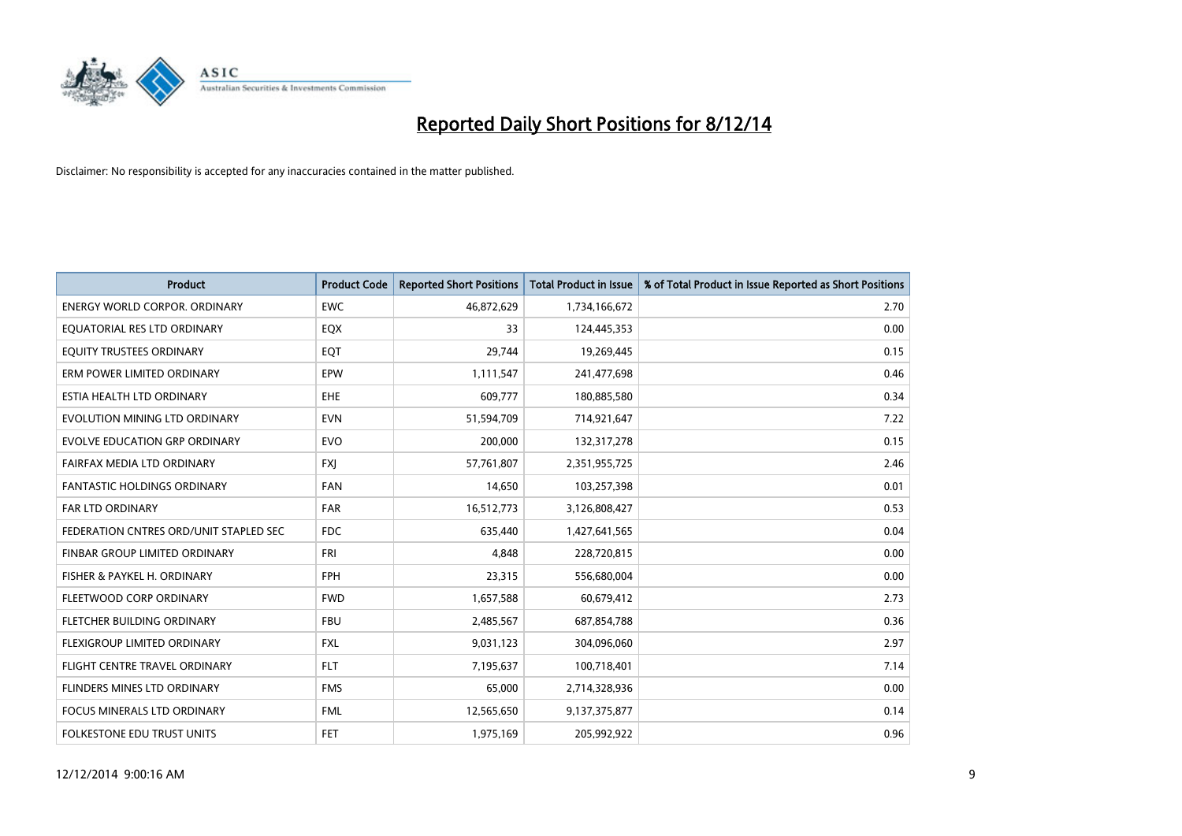# Reported Daily Short Positions for 8/12/14

Disclaimer: No responsibility is accepted for any inaccuracies contained in the matter published.

| Product | Product Code | Reported Short Positions | Total Product in Issue | % of Total Product in Issue Reported as Short Positions |
|---|---|---|---|---|
| ENERGY WORLD CORPOR. ORDINARY | EWC | 46,872,629 | 1,734,166,672 | 2.70 |
| EQUATORIAL RES LTD ORDINARY | EQX | 33 | 124,445,353 | 0.00 |
| EQUITY TRUSTEES ORDINARY | EQT | 29,744 | 19,269,445 | 0.15 |
| ERM POWER LIMITED ORDINARY | EPW | 1,111,547 | 241,477,698 | 0.46 |
| ESTIA HEALTH LTD ORDINARY | EHE | 609,777 | 180,885,580 | 0.34 |
| EVOLUTION MINING LTD ORDINARY | EVN | 51,594,709 | 714,921,647 | 7.22 |
| EVOLVE EDUCATION GRP ORDINARY | EVO | 200,000 | 132,317,278 | 0.15 |
| FAIRFAX MEDIA LTD ORDINARY | FXJ | 57,761,807 | 2,351,955,725 | 2.46 |
| FANTASTIC HOLDINGS ORDINARY | FAN | 14,650 | 103,257,398 | 0.01 |
| FAR LTD ORDINARY | FAR | 16,512,773 | 3,126,808,427 | 0.53 |
| FEDERATION CNTRES ORD/UNIT STAPLED SEC | FDC | 635,440 | 1,427,641,565 | 0.04 |
| FINBAR GROUP LIMITED ORDINARY | FRI | 4,848 | 228,720,815 | 0.00 |
| FISHER & PAYKEL H. ORDINARY | FPH | 23,315 | 556,680,004 | 0.00 |
| FLEETWOOD CORP ORDINARY | FWD | 1,657,588 | 60,679,412 | 2.73 |
| FLETCHER BUILDING ORDINARY | FBU | 2,485,567 | 687,854,788 | 0.36 |
| FLEXIGROUP LIMITED ORDINARY | FXL | 9,031,123 | 304,096,060 | 2.97 |
| FLIGHT CENTRE TRAVEL ORDINARY | FLT | 7,195,637 | 100,718,401 | 7.14 |
| FLINDERS MINES LTD ORDINARY | FMS | 65,000 | 2,714,328,936 | 0.00 |
| FOCUS MINERALS LTD ORDINARY | FML | 12,565,650 | 9,137,375,877 | 0.14 |
| FOLKESTONE EDU TRUST UNITS | FET | 1,975,169 | 205,992,922 | 0.96 |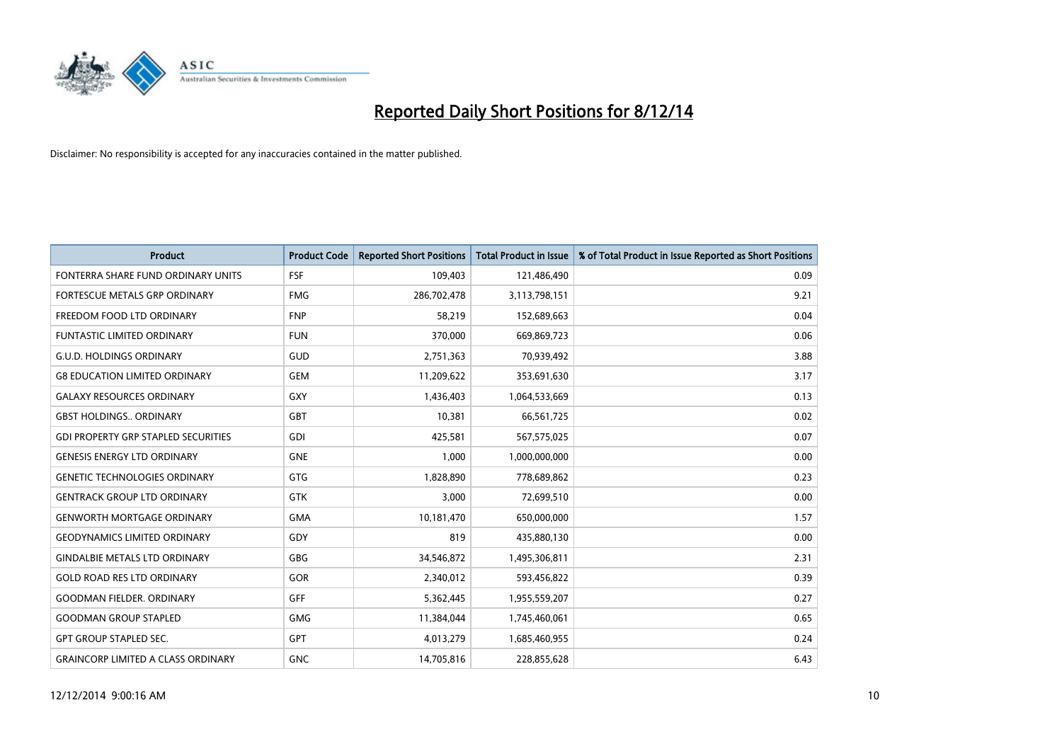# Reported Daily Short Positions for 8/12/14

Disclaimer: No responsibility is accepted for any inaccuracies contained in the matter published.

| Product | Product Code | Reported Short Positions | Total Product in Issue | % of Total Product in Issue Reported as Short Positions |
|---|---|---|---|---|
| FONTERRA SHARE FUND ORDINARY UNITS | FSF | 109,403 | 121,486,490 | 0.09 |
| FORTESCUE METALS GRP ORDINARY | FMG | 286,702,478 | 3,113,798,151 | 9.21 |
| FREEDOM FOOD LTD ORDINARY | FNP | 58,219 | 152,689,663 | 0.04 |
| FUNTASTIC LIMITED ORDINARY | FUN | 370,000 | 669,869,723 | 0.06 |
| G.U.D. HOLDINGS ORDINARY | GUD | 2,751,363 | 70,939,492 | 3.88 |
| G8 EDUCATION LIMITED ORDINARY | GEM | 11,209,622 | 353,691,630 | 3.17 |
| GALAXY RESOURCES ORDINARY | GXY | 1,436,403 | 1,064,533,669 | 0.13 |
| GBST HOLDINGS.. ORDINARY | GBT | 10,381 | 66,561,725 | 0.02 |
| GDI PROPERTY GRP STAPLED SECURITIES | GDI | 425,581 | 567,575,025 | 0.07 |
| GENESIS ENERGY LTD ORDINARY | GNE | 1,000 | 1,000,000,000 | 0.00 |
| GENETIC TECHNOLOGIES ORDINARY | GTG | 1,828,890 | 778,689,862 | 0.23 |
| GENTRACK GROUP LTD ORDINARY | GTK | 3,000 | 72,699,510 | 0.00 |
| GENWORTH MORTGAGE ORDINARY | GMA | 10,181,470 | 650,000,000 | 1.57 |
| GEODYNAMICS LIMITED ORDINARY | GDY | 819 | 435,880,130 | 0.00 |
| GINDALBIE METALS LTD ORDINARY | GBG | 34,546,872 | 1,495,306,811 | 2.31 |
| GOLD ROAD RES LTD ORDINARY | GOR | 2,340,012 | 593,456,822 | 0.39 |
| GOODMAN FIELDER. ORDINARY | GFF | 5,362,445 | 1,955,559,207 | 0.27 |
| GOODMAN GROUP STAPLED | GMG | 11,384,044 | 1,745,460,061 | 0.65 |
| GPT GROUP STAPLED SEC. | GPT | 4,013,279 | 1,685,460,955 | 0.24 |
| GRAINCORP LIMITED A CLASS ORDINARY | GNC | 14,705,816 | 228,855,628 | 6.43 |

12/12/2014 9:00:16 AM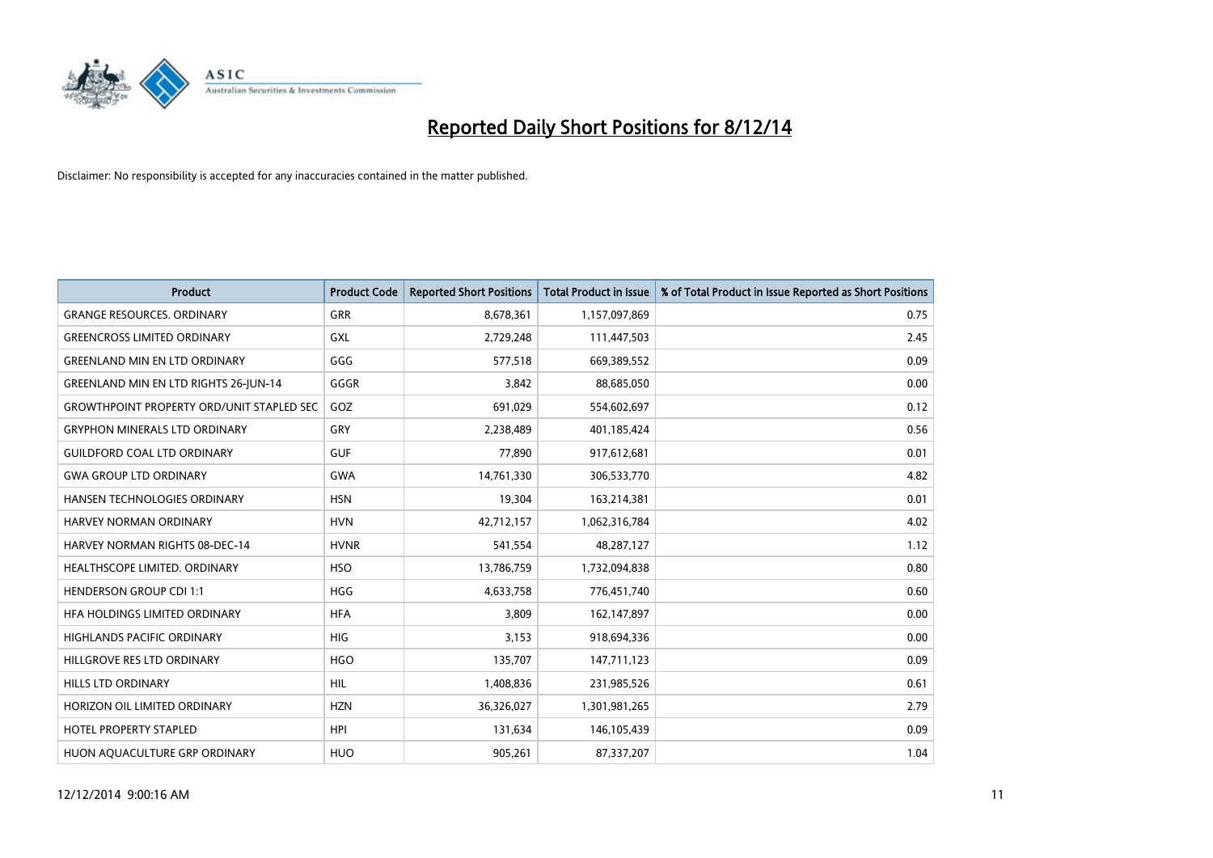# Reported Daily Short Positions for 8/12/14

Disclaimer: No responsibility is accepted for any inaccuracies contained in the matter published.

| Product | Product Code | Reported Short Positions | Total Product in Issue | % of Total Product in Issue Reported as Short Positions |
|---|---|---|---|---|
| GRANGE RESOURCES. ORDINARY | GRR | 8,678,361 | 1,157,097,869 | 0.75 |
| GREENCROSS LIMITED ORDINARY | GXL | 2,729,248 | 111,447,503 | 2.45 |
| GREENLAND MIN EN LTD ORDINARY | GGG | 577,518 | 669,389,552 | 0.09 |
| GREENLAND MIN EN LTD RIGHTS 26-JUN-14 | GGGR | 3,842 | 88,685,050 | 0.00 |
| GROWTHPOINT PROPERTY ORD/UNIT STAPLED SEC | GOZ | 691,029 | 554,602,697 | 0.12 |
| GRYPHON MINERALS LTD ORDINARY | GRY | 2,238,489 | 401,185,424 | 0.56 |
| GUILDFORD COAL LTD ORDINARY | GUF | 77,890 | 917,612,681 | 0.01 |
| GWA GROUP LTD ORDINARY | GWA | 14,761,330 | 306,533,770 | 4.82 |
| HANSEN TECHNOLOGIES ORDINARY | HSN | 19,304 | 163,214,381 | 0.01 |
| HARVEY NORMAN ORDINARY | HVN | 42,712,157 | 1,062,316,784 | 4.02 |
| HARVEY NORMAN RIGHTS 08-DEC-14 | HVNR | 541,554 | 48,287,127 | 1.12 |
| HEALTHSCOPE LIMITED. ORDINARY | HSO | 13,786,759 | 1,732,094,838 | 0.80 |
| HENDERSON GROUP CDI 1:1 | HGG | 4,633,758 | 776,451,740 | 0.60 |
| HFA HOLDINGS LIMITED ORDINARY | HFA | 3,809 | 162,147,897 | 0.00 |
| HIGHLANDS PACIFIC ORDINARY | HIG | 3,153 | 918,694,336 | 0.00 |
| HILLGROVE RES LTD ORDINARY | HGO | 135,707 | 147,711,123 | 0.09 |
| HILLS LTD ORDINARY | HIL | 1,408,836 | 231,985,526 | 0.61 |
| HORIZON OIL LIMITED ORDINARY | HZN | 36,326,027 | 1,301,981,265 | 2.79 |
| HOTEL PROPERTY STAPLED | HPI | 131,634 | 146,105,439 | 0.09 |
| HUON AQUACULTURE GRP ORDINARY | HUO | 905,261 | 87,337,207 | 1.04 |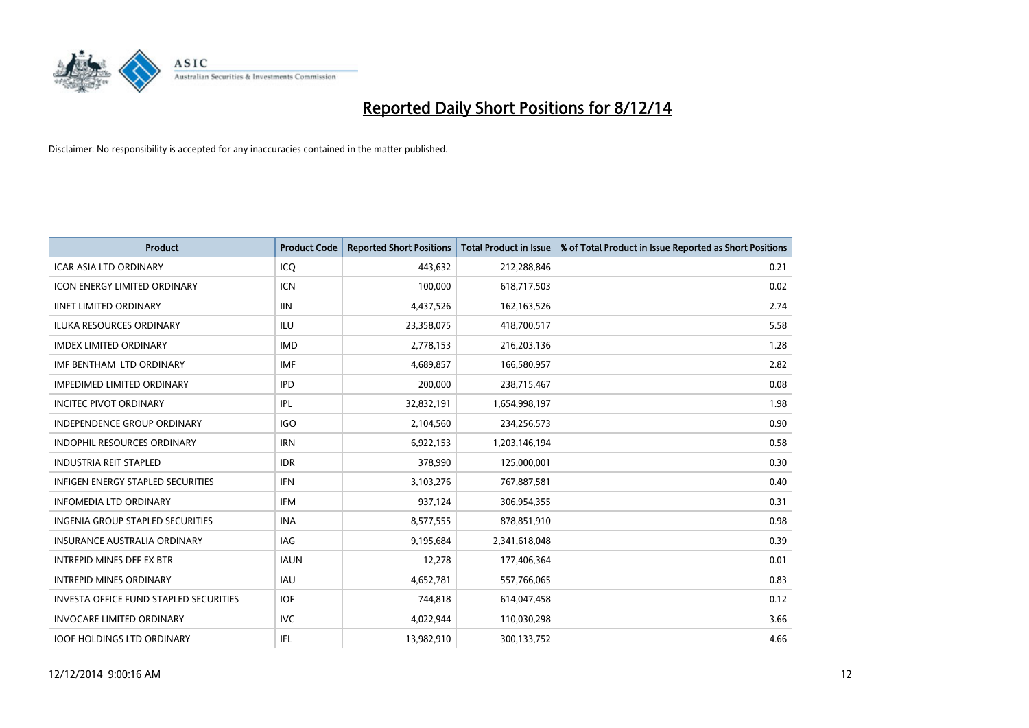# Reported Daily Short Positions for 8/12/14

Disclaimer: No responsibility is accepted for any inaccuracies contained in the matter published.

| Product | Product Code | Reported Short Positions | Total Product in Issue | % of Total Product in Issue Reported as Short Positions |
|---|---|---|---|---|
| ICAR ASIA LTD ORDINARY | ICQ | 443,632 | 212,288,846 | 0.21 |
| ICON ENERGY LIMITED ORDINARY | ICN | 100,000 | 618,717,503 | 0.02 |
| IINET LIMITED ORDINARY | IIN | 4,437,526 | 162,163,526 | 2.74 |
| ILUKA RESOURCES ORDINARY | ILU | 23,358,075 | 418,700,517 | 5.58 |
| IMDEX LIMITED ORDINARY | IMD | 2,778,153 | 216,203,136 | 1.28 |
| IMF BENTHAM LTD ORDINARY | IMF | 4,689,857 | 166,580,957 | 2.82 |
| IMPEDIMED LIMITED ORDINARY | IPD | 200,000 | 238,715,467 | 0.08 |
| INCITEC PIVOT ORDINARY | IPL | 32,832,191 | 1,654,998,197 | 1.98 |
| INDEPENDENCE GROUP ORDINARY | IGO | 2,104,560 | 234,256,573 | 0.90 |
| INDOPHIL RESOURCES ORDINARY | IRN | 6,922,153 | 1,203,146,194 | 0.58 |
| INDUSTRIA REIT STAPLED | IDR | 378,990 | 125,000,001 | 0.30 |
| INFIGEN ENERGY STAPLED SECURITIES | IFN | 3,103,276 | 767,887,581 | 0.40 |
| INFOMEDIA LTD ORDINARY | IFM | 937,124 | 306,954,355 | 0.31 |
| INGENIA GROUP STAPLED SECURITIES | INA | 8,577,555 | 878,851,910 | 0.98 |
| INSURANCE AUSTRALIA ORDINARY | IAG | 9,195,684 | 2,341,618,048 | 0.39 |
| INTREPID MINES DEF EX BTR | IAUN | 12,278 | 177,406,364 | 0.01 |
| INTREPID MINES ORDINARY | IAU | 4,652,781 | 557,766,065 | 0.83 |
| INVESTA OFFICE FUND STAPLED SECURITIES | IOF | 744,818 | 614,047,458 | 0.12 |
| INVOCARE LIMITED ORDINARY | IVC | 4,022,944 | 110,030,298 | 3.66 |
| IOOF HOLDINGS LTD ORDINARY | IFL | 13,982,910 | 300,133,752 | 4.66 |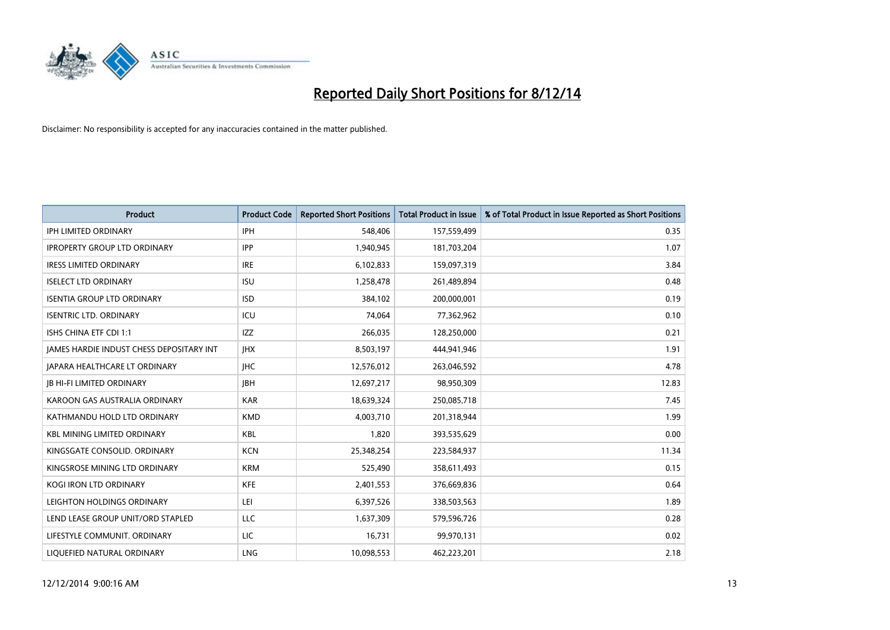# Reported Daily Short Positions for 8/12/14

Disclaimer: No responsibility is accepted for any inaccuracies contained in the matter published.

| Product | Product Code | Reported Short Positions | Total Product in Issue | % of Total Product in Issue Reported as Short Positions |
| --- | --- | --- | --- | --- |
| IPH LIMITED ORDINARY | IPH | 548,406 | 157,559,499 | 0.35 |
| IPROPERTY GROUP LTD ORDINARY | IPP | 1,940,945 | 181,703,204 | 1.07 |
| IRESS LIMITED ORDINARY | IRE | 6,102,833 | 159,097,319 | 3.84 |
| ISELECT LTD ORDINARY | ISU | 1,258,478 | 261,489,894 | 0.48 |
| ISENTIA GROUP LTD ORDINARY | ISD | 384,102 | 200,000,001 | 0.19 |
| ISENTRIC LTD. ORDINARY | ICU | 74,064 | 77,362,962 | 0.10 |
| ISHS CHINA ETF CDI 1:1 | IZZ | 266,035 | 128,250,000 | 0.21 |
| JAMES HARDIE INDUST CHESS DEPOSITARY INT | JHX | 8,503,197 | 444,941,946 | 1.91 |
| JAPARA HEALTHCARE LT ORDINARY | JHC | 12,576,012 | 263,046,592 | 4.78 |
| JB HI-FI LIMITED ORDINARY | JBH | 12,697,217 | 98,950,309 | 12.83 |
| KAROON GAS AUSTRALIA ORDINARY | KAR | 18,639,324 | 250,085,718 | 7.45 |
| KATHMANDU HOLD LTD ORDINARY | KMD | 4,003,710 | 201,318,944 | 1.99 |
| KBL MINING LIMITED ORDINARY | KBL | 1,820 | 393,535,629 | 0.00 |
| KINGSGATE CONSOLID. ORDINARY | KCN | 25,348,254 | 223,584,937 | 11.34 |
| KINGSROSE MINING LTD ORDINARY | KRM | 525,490 | 358,611,493 | 0.15 |
| KOGI IRON LTD ORDINARY | KFE | 2,401,553 | 376,669,836 | 0.64 |
| LEIGHTON HOLDINGS ORDINARY | LEI | 6,397,526 | 338,503,563 | 1.89 |
| LEND LEASE GROUP UNIT/ORD STAPLED | LLC | 1,637,309 | 579,596,726 | 0.28 |
| LIFESTYLE COMMUNIT. ORDINARY | LIC | 16,731 | 99,970,131 | 0.02 |
| LIQUEFIED NATURAL ORDINARY | LNG | 10,098,553 | 462,223,201 | 2.18 |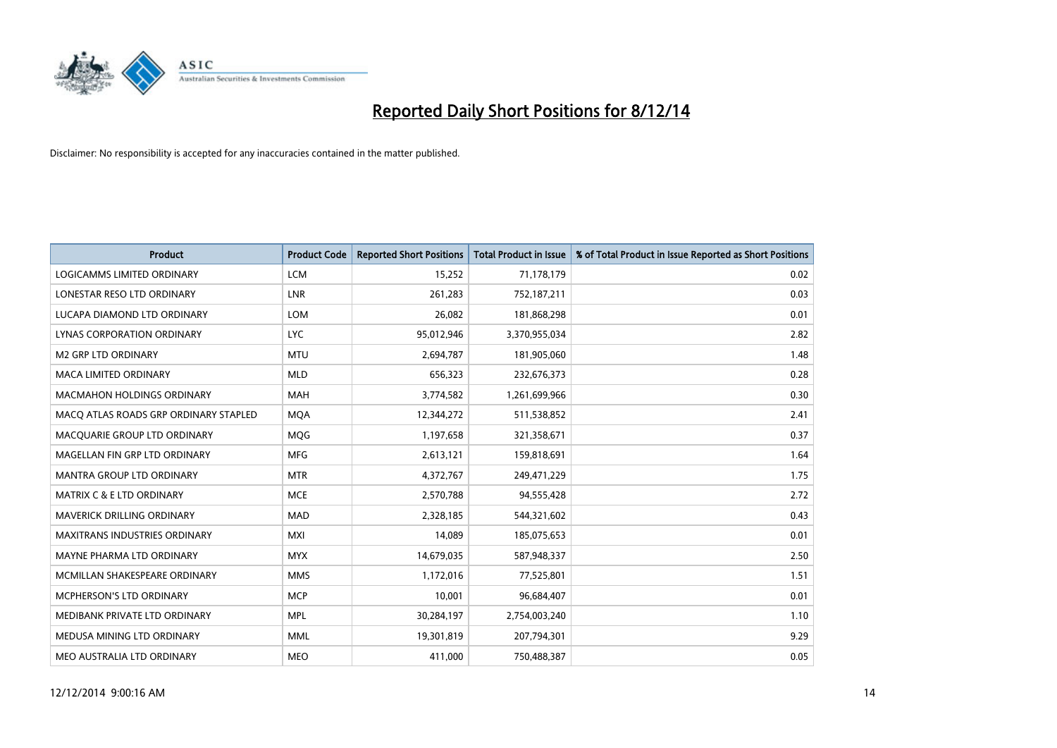# Reported Daily Short Positions for 8/12/14

Disclaimer: No responsibility is accepted for any inaccuracies contained in the matter published.

| Product | Product Code | Reported Short Positions | Total Product in Issue | % of Total Product in Issue Reported as Short Positions |
|---|---|---|---|---|
| LOGICAMMS LIMITED ORDINARY | LCM | 15,252 | 71,178,179 | 0.02 |
| LONESTAR RESO LTD ORDINARY | LNR | 261,283 | 752,187,211 | 0.03 |
| LUCAPA DIAMOND LTD ORDINARY | LOM | 26,082 | 181,868,298 | 0.01 |
| LYNAS CORPORATION ORDINARY | LYC | 95,012,946 | 3,370,955,034 | 2.82 |
| M2 GRP LTD ORDINARY | MTU | 2,694,787 | 181,905,060 | 1.48 |
| MACA LIMITED ORDINARY | MLD | 656,323 | 232,676,373 | 0.28 |
| MACMAHON HOLDINGS ORDINARY | MAH | 3,774,582 | 1,261,699,966 | 0.30 |
| MACQ ATLAS ROADS GRP ORDINARY STAPLED | MQA | 12,344,272 | 511,538,852 | 2.41 |
| MACQUARIE GROUP LTD ORDINARY | MQG | 1,197,658 | 321,358,671 | 0.37 |
| MAGELLAN FIN GRP LTD ORDINARY | MFG | 2,613,121 | 159,818,691 | 1.64 |
| MANTRA GROUP LTD ORDINARY | MTR | 4,372,767 | 249,471,229 | 1.75 |
| MATRIX C & E LTD ORDINARY | MCE | 2,570,788 | 94,555,428 | 2.72 |
| MAVERICK DRILLING ORDINARY | MAD | 2,328,185 | 544,321,602 | 0.43 |
| MAXITRANS INDUSTRIES ORDINARY | MXI | 14,089 | 185,075,653 | 0.01 |
| MAYNE PHARMA LTD ORDINARY | MYX | 14,679,035 | 587,948,337 | 2.50 |
| MCMILLAN SHAKESPEARE ORDINARY | MMS | 1,172,016 | 77,525,801 | 1.51 |
| MCPHERSON'S LTD ORDINARY | MCP | 10,001 | 96,684,407 | 0.01 |
| MEDIBANK PRIVATE LTD ORDINARY | MPL | 30,284,197 | 2,754,003,240 | 1.10 |
| MEDUSA MINING LTD ORDINARY | MML | 19,301,819 | 207,794,301 | 9.29 |
| MEO AUSTRALIA LTD ORDINARY | MEO | 411,000 | 750,488,387 | 0.05 |

12/12/2014 9:00:16 AM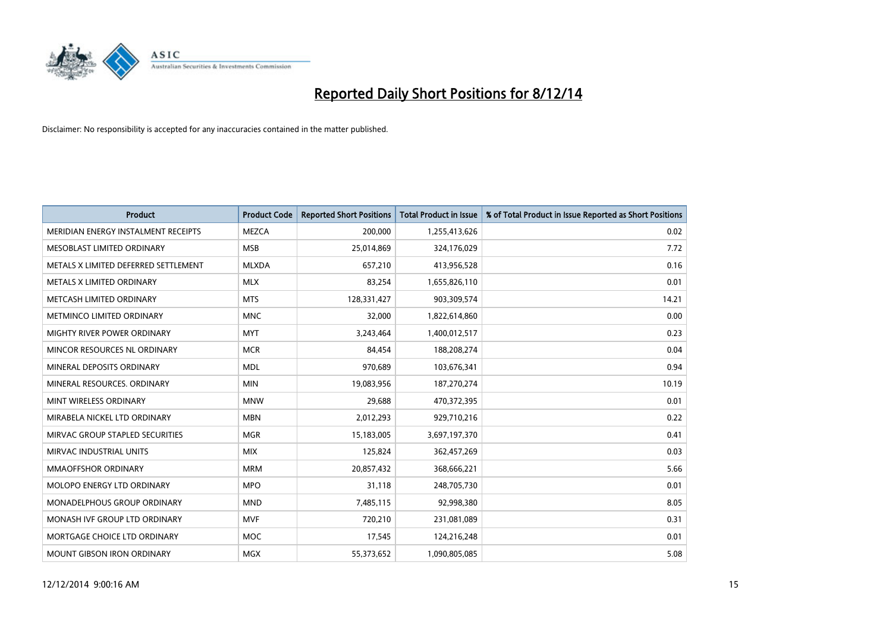# Reported Daily Short Positions for 8/12/14

Disclaimer: No responsibility is accepted for any inaccuracies contained in the matter published.

| Product | Product Code | Reported Short Positions | Total Product in Issue | % of Total Product in Issue Reported as Short Positions |
|---|---|---|---|---|
| MERIDIAN ENERGY INSTALMENT RECEIPTS | MEZCA | 200,000 | 1,255,413,626 | 0.02 |
| MESOBLAST LIMITED ORDINARY | MSB | 25,014,869 | 324,176,029 | 7.72 |
| METALS X LIMITED DEFERRED SETTLEMENT | MLXDA | 657,210 | 413,956,528 | 0.16 |
| METALS X LIMITED ORDINARY | MLX | 83,254 | 1,655,826,110 | 0.01 |
| METCASH LIMITED ORDINARY | MTS | 128,331,427 | 903,309,574 | 14.21 |
| METMINCO LIMITED ORDINARY | MNC | 32,000 | 1,822,614,860 | 0.00 |
| MIGHTY RIVER POWER ORDINARY | MYT | 3,243,464 | 1,400,012,517 | 0.23 |
| MINCOR RESOURCES NL ORDINARY | MCR | 84,454 | 188,208,274 | 0.04 |
| MINERAL DEPOSITS ORDINARY | MDL | 970,689 | 103,676,341 | 0.94 |
| MINERAL RESOURCES. ORDINARY | MIN | 19,083,956 | 187,270,274 | 10.19 |
| MINT WIRELESS ORDINARY | MNW | 29,688 | 470,372,395 | 0.01 |
| MIRABELA NICKEL LTD ORDINARY | MBN | 2,012,293 | 929,710,216 | 0.22 |
| MIRVAC GROUP STAPLED SECURITIES | MGR | 15,183,005 | 3,697,197,370 | 0.41 |
| MIRVAC INDUSTRIAL UNITS | MIX | 125,824 | 362,457,269 | 0.03 |
| MMAOFFSHOR ORDINARY | MRM | 20,857,432 | 368,666,221 | 5.66 |
| MOLOPO ENERGY LTD ORDINARY | MPO | 31,118 | 248,705,730 | 0.01 |
| MONADELPHOUS GROUP ORDINARY | MND | 7,485,115 | 92,998,380 | 8.05 |
| MONASH IVF GROUP LTD ORDINARY | MVF | 720,210 | 231,081,089 | 0.31 |
| MORTGAGE CHOICE LTD ORDINARY | MOC | 17,545 | 124,216,248 | 0.01 |
| MOUNT GIBSON IRON ORDINARY | MGX | 55,373,652 | 1,090,805,085 | 5.08 |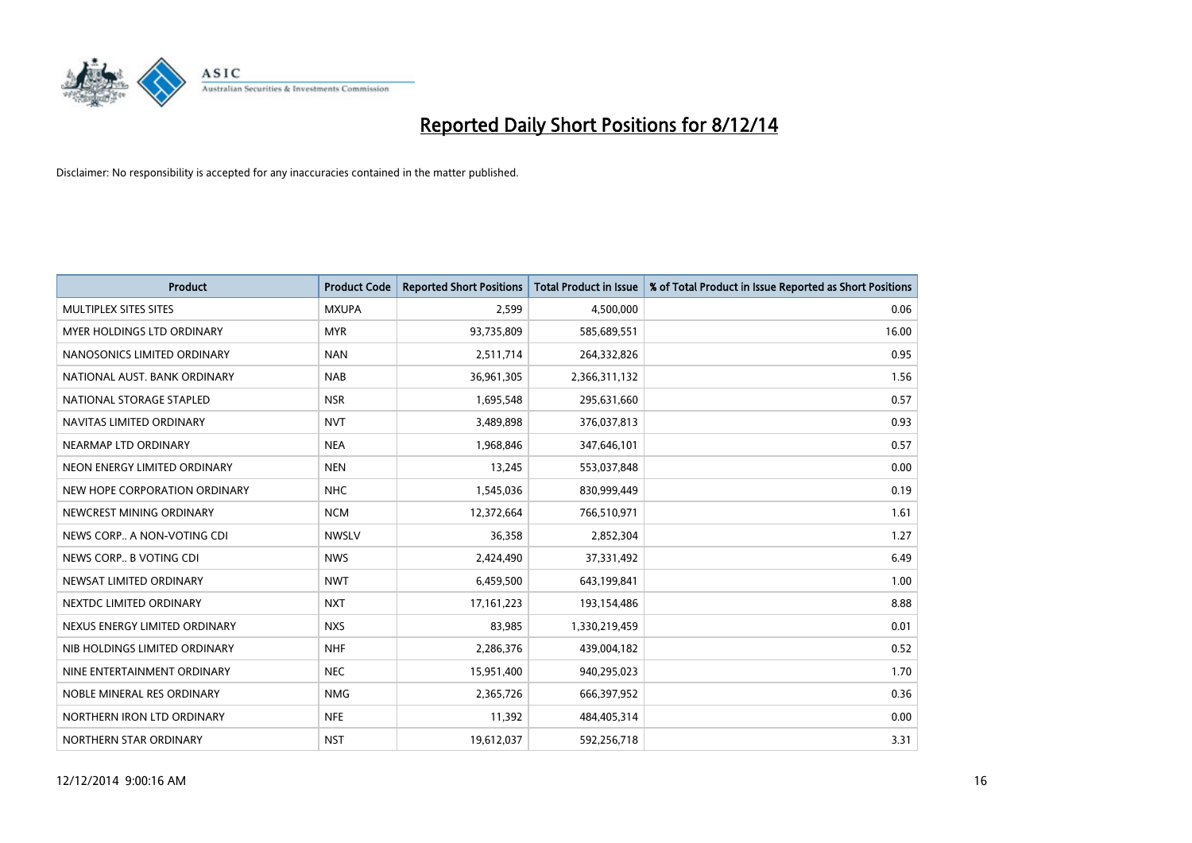# Reported Daily Short Positions for 8/12/14

Disclaimer: No responsibility is accepted for any inaccuracies contained in the matter published.

| Product | Product Code | Reported Short Positions | Total Product in Issue | % of Total Product in Issue Reported as Short Positions |
|---|---|---|---|---|
| MULTIPLEX SITES SITES | MXUPA | 2,599 | 4,500,000 | 0.06 |
| MYER HOLDINGS LTD ORDINARY | MYR | 93,735,809 | 585,689,551 | 16.00 |
| NANOSONICS LIMITED ORDINARY | NAN | 2,511,714 | 264,332,826 | 0.95 |
| NATIONAL AUST. BANK ORDINARY | NAB | 36,961,305 | 2,366,311,132 | 1.56 |
| NATIONAL STORAGE STAPLED | NSR | 1,695,548 | 295,631,660 | 0.57 |
| NAVITAS LIMITED ORDINARY | NVT | 3,489,898 | 376,037,813 | 0.93 |
| NEARMAP LTD ORDINARY | NEA | 1,968,846 | 347,646,101 | 0.57 |
| NEON ENERGY LIMITED ORDINARY | NEN | 13,245 | 553,037,848 | 0.00 |
| NEW HOPE CORPORATION ORDINARY | NHC | 1,545,036 | 830,999,449 | 0.19 |
| NEWCREST MINING ORDINARY | NCM | 12,372,664 | 766,510,971 | 1.61 |
| NEWS CORP.. A NON-VOTING CDI | NWSLV | 36,358 | 2,852,304 | 1.27 |
| NEWS CORP.. B VOTING CDI | NWS | 2,424,490 | 37,331,492 | 6.49 |
| NEWSAT LIMITED ORDINARY | NWT | 6,459,500 | 643,199,841 | 1.00 |
| NEXTDC LIMITED ORDINARY | NXT | 17,161,223 | 193,154,486 | 8.88 |
| NEXUS ENERGY LIMITED ORDINARY | NXS | 83,985 | 1,330,219,459 | 0.01 |
| NIB HOLDINGS LIMITED ORDINARY | NHF | 2,286,376 | 439,004,182 | 0.52 |
| NINE ENTERTAINMENT ORDINARY | NEC | 15,951,400 | 940,295,023 | 1.70 |
| NOBLE MINERAL RES ORDINARY | NMG | 2,365,726 | 666,397,952 | 0.36 |
| NORTHERN IRON LTD ORDINARY | NFE | 11,392 | 484,405,314 | 0.00 |
| NORTHERN STAR ORDINARY | NST | 19,612,037 | 592,256,718 | 3.31 |

12/12/2014 9:00:16 AM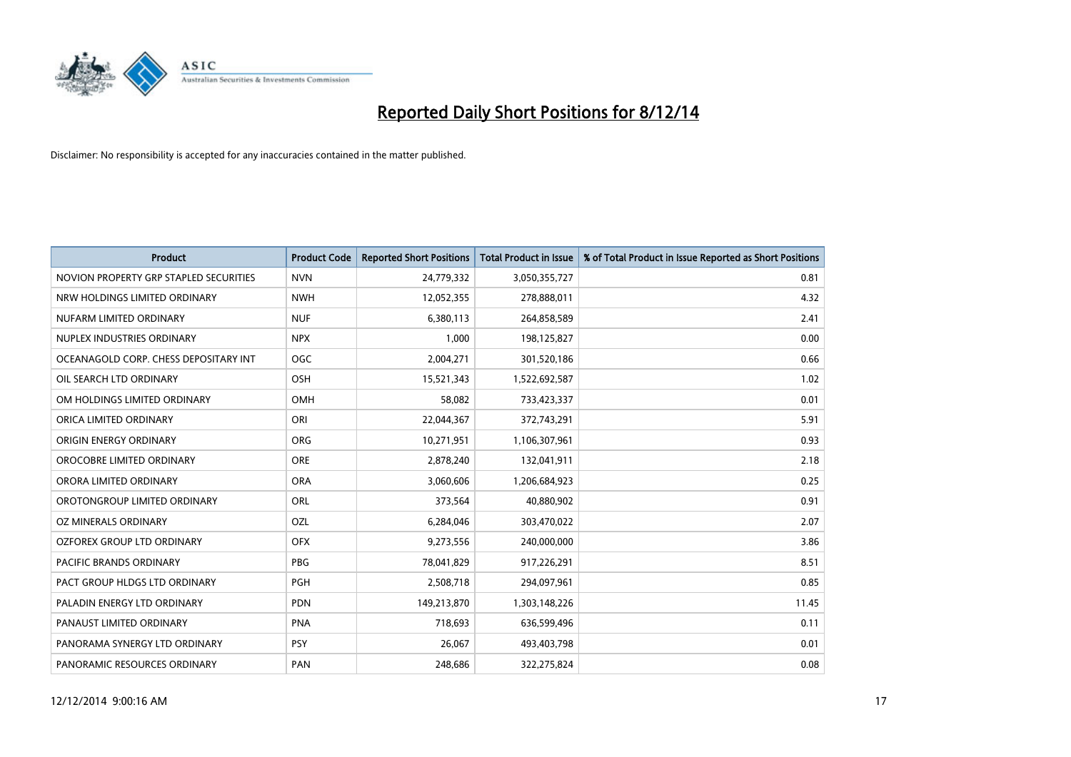# Reported Daily Short Positions for 8/12/14

Disclaimer: No responsibility is accepted for any inaccuracies contained in the matter published.

| Product | Product Code | Reported Short Positions | Total Product in Issue | % of Total Product in Issue Reported as Short Positions |
|---|---|---|---|---|
| NOVION PROPERTY GRP STAPLED SECURITIES | NVN | 24,779,332 | 3,050,355,727 | 0.81 |
| NRW HOLDINGS LIMITED ORDINARY | NWH | 12,052,355 | 278,888,011 | 4.32 |
| NUFARM LIMITED ORDINARY | NUF | 6,380,113 | 264,858,589 | 2.41 |
| NUPLEX INDUSTRIES ORDINARY | NPX | 1,000 | 198,125,827 | 0.00 |
| OCEANAGOLD CORP. CHESS DEPOSITARY INT | OGC | 2,004,271 | 301,520,186 | 0.66 |
| OIL SEARCH LTD ORDINARY | OSH | 15,521,343 | 1,522,692,587 | 1.02 |
| OM HOLDINGS LIMITED ORDINARY | OMH | 58,082 | 733,423,337 | 0.01 |
| ORICA LIMITED ORDINARY | ORI | 22,044,367 | 372,743,291 | 5.91 |
| ORIGIN ENERGY ORDINARY | ORG | 10,271,951 | 1,106,307,961 | 0.93 |
| OROCOBRE LIMITED ORDINARY | ORE | 2,878,240 | 132,041,911 | 2.18 |
| ORORA LIMITED ORDINARY | ORA | 3,060,606 | 1,206,684,923 | 0.25 |
| OROTONGROUP LIMITED ORDINARY | ORL | 373,564 | 40,880,902 | 0.91 |
| OZ MINERALS ORDINARY | OZL | 6,284,046 | 303,470,022 | 2.07 |
| OZFOREX GROUP LTD ORDINARY | OFX | 9,273,556 | 240,000,000 | 3.86 |
| PACIFIC BRANDS ORDINARY | PBG | 78,041,829 | 917,226,291 | 8.51 |
| PACT GROUP HLDGS LTD ORDINARY | PGH | 2,508,718 | 294,097,961 | 0.85 |
| PALADIN ENERGY LTD ORDINARY | PDN | 149,213,870 | 1,303,148,226 | 11.45 |
| PANAUST LIMITED ORDINARY | PNA | 718,693 | 636,599,496 | 0.11 |
| PANORAMA SYNERGY LTD ORDINARY | PSY | 26,067 | 493,403,798 | 0.01 |
| PANORAMIC RESOURCES ORDINARY | PAN | 248,686 | 322,275,824 | 0.08 |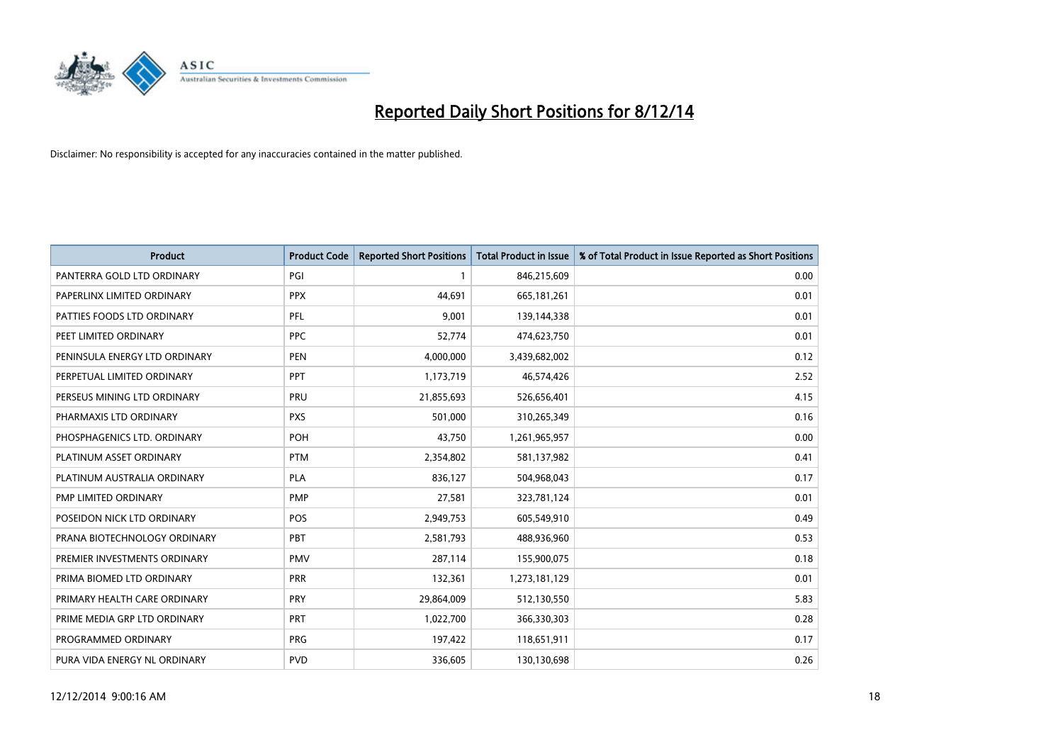# Reported Daily Short Positions for 8/12/14

Disclaimer: No responsibility is accepted for any inaccuracies contained in the matter published.

| Product | Product Code | Reported Short Positions | Total Product in Issue | % of Total Product in Issue Reported as Short Positions |
|---|---|---|---|---|
| PANTERRA GOLD LTD ORDINARY | PGI | 1 | 846,215,609 | 0.00 |
| PAPERLINX LIMITED ORDINARY | PPX | 44,691 | 665,181,261 | 0.01 |
| PATTIES FOODS LTD ORDINARY | PFL | 9,001 | 139,144,338 | 0.01 |
| PEET LIMITED ORDINARY | PPC | 52,774 | 474,623,750 | 0.01 |
| PENINSULA ENERGY LTD ORDINARY | PEN | 4,000,000 | 3,439,682,002 | 0.12 |
| PERPETUAL LIMITED ORDINARY | PPT | 1,173,719 | 46,574,426 | 2.52 |
| PERSEUS MINING LTD ORDINARY | PRU | 21,855,693 | 526,656,401 | 4.15 |
| PHARMAXIS LTD ORDINARY | PXS | 501,000 | 310,265,349 | 0.16 |
| PHOSPHAGENICS LTD. ORDINARY | POH | 43,750 | 1,261,965,957 | 0.00 |
| PLATINUM ASSET ORDINARY | PTM | 2,354,802 | 581,137,982 | 0.41 |
| PLATINUM AUSTRALIA ORDINARY | PLA | 836,127 | 504,968,043 | 0.17 |
| PMP LIMITED ORDINARY | PMP | 27,581 | 323,781,124 | 0.01 |
| POSEIDON NICK LTD ORDINARY | POS | 2,949,753 | 605,549,910 | 0.49 |
| PRANA BIOTECHNOLOGY ORDINARY | PBT | 2,581,793 | 488,936,960 | 0.53 |
| PREMIER INVESTMENTS ORDINARY | PMV | 287,114 | 155,900,075 | 0.18 |
| PRIMA BIOMED LTD ORDINARY | PRR | 132,361 | 1,273,181,129 | 0.01 |
| PRIMARY HEALTH CARE ORDINARY | PRY | 29,864,009 | 512,130,550 | 5.83 |
| PRIME MEDIA GRP LTD ORDINARY | PRT | 1,022,700 | 366,330,303 | 0.28 |
| PROGRAMMED ORDINARY | PRG | 197,422 | 118,651,911 | 0.17 |
| PURA VIDA ENERGY NL ORDINARY | PVD | 336,605 | 130,130,698 | 0.26 |

12/12/2014 9:00:16 AM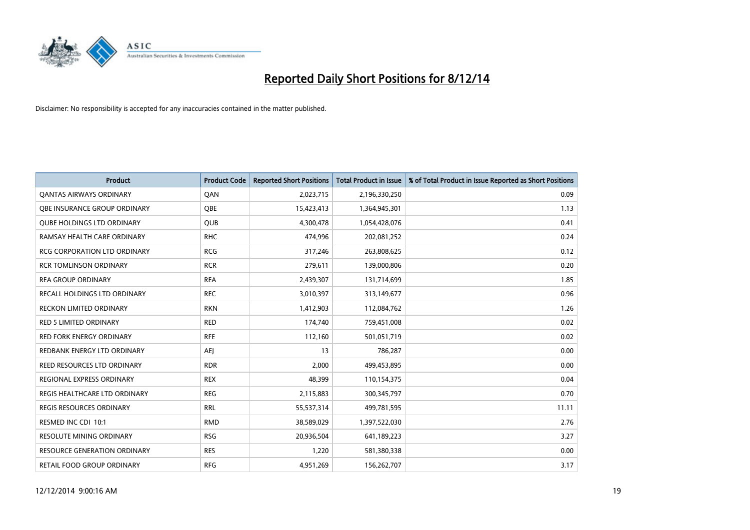# Reported Daily Short Positions for 8/12/14

Disclaimer: No responsibility is accepted for any inaccuracies contained in the matter published.

| Product | Product Code | Reported Short Positions | Total Product in Issue | % of Total Product in Issue Reported as Short Positions |
|---|---|---|---|---|
| QANTAS AIRWAYS ORDINARY | QAN | 2,023,715 | 2,196,330,250 | 0.09 |
| QBE INSURANCE GROUP ORDINARY | QBE | 15,423,413 | 1,364,945,301 | 1.13 |
| QUBE HOLDINGS LTD ORDINARY | QUB | 4,300,478 | 1,054,428,076 | 0.41 |
| RAMSAY HEALTH CARE ORDINARY | RHC | 474,996 | 202,081,252 | 0.24 |
| RCG CORPORATION LTD ORDINARY | RCG | 317,246 | 263,808,625 | 0.12 |
| RCR TOMLINSON ORDINARY | RCR | 279,611 | 139,000,806 | 0.20 |
| REA GROUP ORDINARY | REA | 2,439,307 | 131,714,699 | 1.85 |
| RECALL HOLDINGS LTD ORDINARY | REC | 3,010,397 | 313,149,677 | 0.96 |
| RECKON LIMITED ORDINARY | RKN | 1,412,903 | 112,084,762 | 1.26 |
| RED 5 LIMITED ORDINARY | RED | 174,740 | 759,451,008 | 0.02 |
| RED FORK ENERGY ORDINARY | RFE | 112,160 | 501,051,719 | 0.02 |
| REDBANK ENERGY LTD ORDINARY | AEJ | 13 | 786,287 | 0.00 |
| REED RESOURCES LTD ORDINARY | RDR | 2,000 | 499,453,895 | 0.00 |
| REGIONAL EXPRESS ORDINARY | REX | 48,399 | 110,154,375 | 0.04 |
| REGIS HEALTHCARE LTD ORDINARY | REG | 2,115,883 | 300,345,797 | 0.70 |
| REGIS RESOURCES ORDINARY | RRL | 55,537,314 | 499,781,595 | 11.11 |
| RESMED INC CDI 10:1 | RMD | 38,589,029 | 1,397,522,030 | 2.76 |
| RESOLUTE MINING ORDINARY | RSG | 20,936,504 | 641,189,223 | 3.27 |
| RESOURCE GENERATION ORDINARY | RES | 1,220 | 581,380,338 | 0.00 |
| RETAIL FOOD GROUP ORDINARY | RFG | 4,951,269 | 156,262,707 | 3.17 |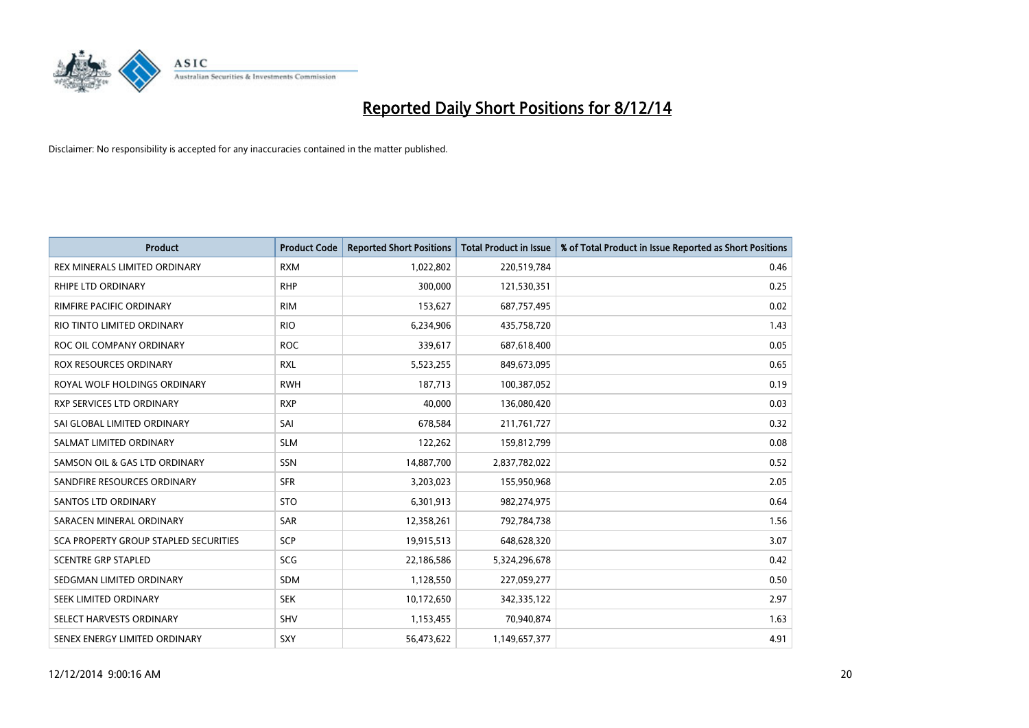# Reported Daily Short Positions for 8/12/14

Disclaimer: No responsibility is accepted for any inaccuracies contained in the matter published.

| Product | Product Code | Reported Short Positions | Total Product in Issue | % of Total Product in Issue Reported as Short Positions |
|---|---|---|---|---|
| REX MINERALS LIMITED ORDINARY | RXM | 1,022,802 | 220,519,784 | 0.46 |
| RHIPE LTD ORDINARY | RHP | 300,000 | 121,530,351 | 0.25 |
| RIMFIRE PACIFIC ORDINARY | RIM | 153,627 | 687,757,495 | 0.02 |
| RIO TINTO LIMITED ORDINARY | RIO | 6,234,906 | 435,758,720 | 1.43 |
| ROC OIL COMPANY ORDINARY | ROC | 339,617 | 687,618,400 | 0.05 |
| ROX RESOURCES ORDINARY | RXL | 5,523,255 | 849,673,095 | 0.65 |
| ROYAL WOLF HOLDINGS ORDINARY | RWH | 187,713 | 100,387,052 | 0.19 |
| RXP SERVICES LTD ORDINARY | RXP | 40,000 | 136,080,420 | 0.03 |
| SAI GLOBAL LIMITED ORDINARY | SAI | 678,584 | 211,761,727 | 0.32 |
| SALMAT LIMITED ORDINARY | SLM | 122,262 | 159,812,799 | 0.08 |
| SAMSON OIL & GAS LTD ORDINARY | SSN | 14,887,700 | 2,837,782,022 | 0.52 |
| SANDFIRE RESOURCES ORDINARY | SFR | 3,203,023 | 155,950,968 | 2.05 |
| SANTOS LTD ORDINARY | STO | 6,301,913 | 982,274,975 | 0.64 |
| SARACEN MINERAL ORDINARY | SAR | 12,358,261 | 792,784,738 | 1.56 |
| SCA PROPERTY GROUP STAPLED SECURITIES | SCP | 19,915,513 | 648,628,320 | 3.07 |
| SCENTRE GRP STAPLED | SCG | 22,186,586 | 5,324,296,678 | 0.42 |
| SEDGMAN LIMITED ORDINARY | SDM | 1,128,550 | 227,059,277 | 0.50 |
| SEEK LIMITED ORDINARY | SEK | 10,172,650 | 342,335,122 | 2.97 |
| SELECT HARVESTS ORDINARY | SHV | 1,153,455 | 70,940,874 | 1.63 |
| SENEX ENERGY LIMITED ORDINARY | SXY | 56,473,622 | 1,149,657,377 | 4.91 |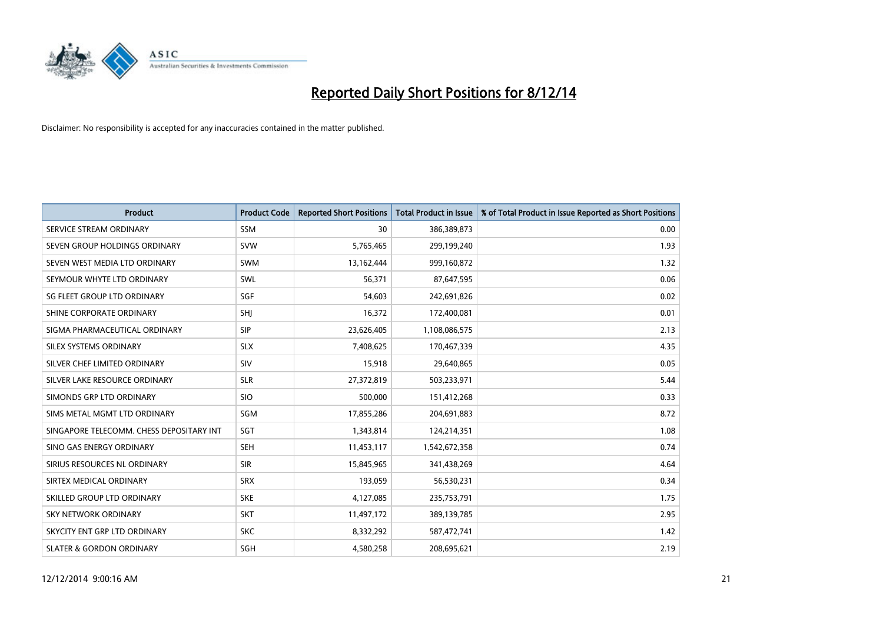# Reported Daily Short Positions for 8/12/14

Disclaimer: No responsibility is accepted for any inaccuracies contained in the matter published.

| Product | Product Code | Reported Short Positions | Total Product in Issue | % of Total Product in Issue Reported as Short Positions |
|---|---|---|---|---|
| SERVICE STREAM ORDINARY | SSM | 30 | 386,389,873 | 0.00 |
| SEVEN GROUP HOLDINGS ORDINARY | SVW | 5,765,465 | 299,199,240 | 1.93 |
| SEVEN WEST MEDIA LTD ORDINARY | SWM | 13,162,444 | 999,160,872 | 1.32 |
| SEYMOUR WHYTE LTD ORDINARY | SWL | 56,371 | 87,647,595 | 0.06 |
| SG FLEET GROUP LTD ORDINARY | SGF | 54,603 | 242,691,826 | 0.02 |
| SHINE CORPORATE ORDINARY | SHJ | 16,372 | 172,400,081 | 0.01 |
| SIGMA PHARMACEUTICAL ORDINARY | SIP | 23,626,405 | 1,108,086,575 | 2.13 |
| SILEX SYSTEMS ORDINARY | SLX | 7,408,625 | 170,467,339 | 4.35 |
| SILVER CHEF LIMITED ORDINARY | SIV | 15,918 | 29,640,865 | 0.05 |
| SILVER LAKE RESOURCE ORDINARY | SLR | 27,372,819 | 503,233,971 | 5.44 |
| SIMONDS GRP LTD ORDINARY | SIO | 500,000 | 151,412,268 | 0.33 |
| SIMS METAL MGMT LTD ORDINARY | SGM | 17,855,286 | 204,691,883 | 8.72 |
| SINGAPORE TELECOMM. CHESS DEPOSITARY INT | SGT | 1,343,814 | 124,214,351 | 1.08 |
| SINO GAS ENERGY ORDINARY | SEH | 11,453,117 | 1,542,672,358 | 0.74 |
| SIRIUS RESOURCES NL ORDINARY | SIR | 15,845,965 | 341,438,269 | 4.64 |
| SIRTEX MEDICAL ORDINARY | SRX | 193,059 | 56,530,231 | 0.34 |
| SKILLED GROUP LTD ORDINARY | SKE | 4,127,085 | 235,753,791 | 1.75 |
| SKY NETWORK ORDINARY | SKT | 11,497,172 | 389,139,785 | 2.95 |
| SKYCITY ENT GRP LTD ORDINARY | SKC | 8,332,292 | 587,472,741 | 1.42 |
| SLATER & GORDON ORDINARY | SGH | 4,580,258 | 208,695,621 | 2.19 |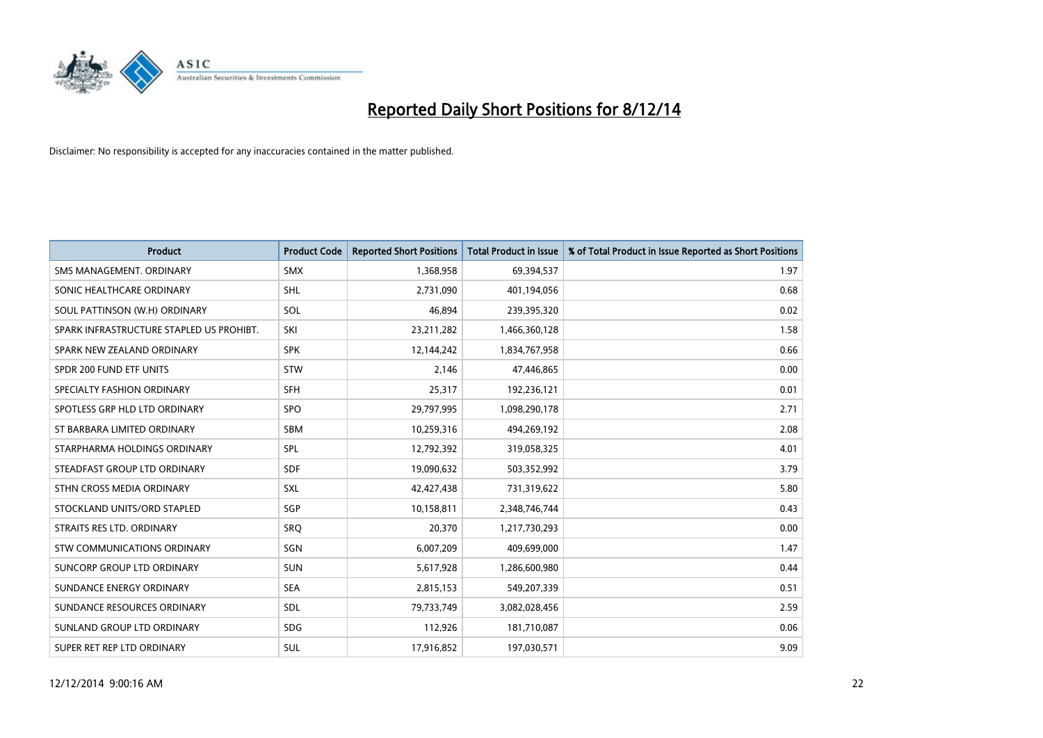# Reported Daily Short Positions for 8/12/14

Disclaimer: No responsibility is accepted for any inaccuracies contained in the matter published.

| Product | Product Code | Reported Short Positions | Total Product in Issue | % of Total Product in Issue Reported as Short Positions |
|---|---|---|---|---|
| SMS MANAGEMENT. ORDINARY | SMX | 1,368,958 | 69,394,537 | 1.97 |
| SONIC HEALTHCARE ORDINARY | SHL | 2,731,090 | 401,194,056 | 0.68 |
| SOUL PATTINSON (W.H) ORDINARY | SOL | 46,894 | 239,395,320 | 0.02 |
| SPARK INFRASTRUCTURE STAPLED US PROHIBT. | SKI | 23,211,282 | 1,466,360,128 | 1.58 |
| SPARK NEW ZEALAND ORDINARY | SPK | 12,144,242 | 1,834,767,958 | 0.66 |
| SPDR 200 FUND ETF UNITS | STW | 2,146 | 47,446,865 | 0.00 |
| SPECIALTY FASHION ORDINARY | SFH | 25,317 | 192,236,121 | 0.01 |
| SPOTLESS GRP HLD LTD ORDINARY | SPO | 29,797,995 | 1,098,290,178 | 2.71 |
| ST BARBARA LIMITED ORDINARY | SBM | 10,259,316 | 494,269,192 | 2.08 |
| STARPHARMA HOLDINGS ORDINARY | SPL | 12,792,392 | 319,058,325 | 4.01 |
| STEADFAST GROUP LTD ORDINARY | SDF | 19,090,632 | 503,352,992 | 3.79 |
| STHN CROSS MEDIA ORDINARY | SXL | 42,427,438 | 731,319,622 | 5.80 |
| STOCKLAND UNITS/ORD STAPLED | SGP | 10,158,811 | 2,348,746,744 | 0.43 |
| STRAITS RES LTD. ORDINARY | SRQ | 20,370 | 1,217,730,293 | 0.00 |
| STW COMMUNICATIONS ORDINARY | SGN | 6,007,209 | 409,699,000 | 1.47 |
| SUNCORP GROUP LTD ORDINARY | SUN | 5,617,928 | 1,286,600,980 | 0.44 |
| SUNDANCE ENERGY ORDINARY | SEA | 2,815,153 | 549,207,339 | 0.51 |
| SUNDANCE RESOURCES ORDINARY | SDL | 79,733,749 | 3,082,028,456 | 2.59 |
| SUNLAND GROUP LTD ORDINARY | SDG | 112,926 | 181,710,087 | 0.06 |
| SUPER RET REP LTD ORDINARY | SUL | 17,916,852 | 197,030,571 | 9.09 |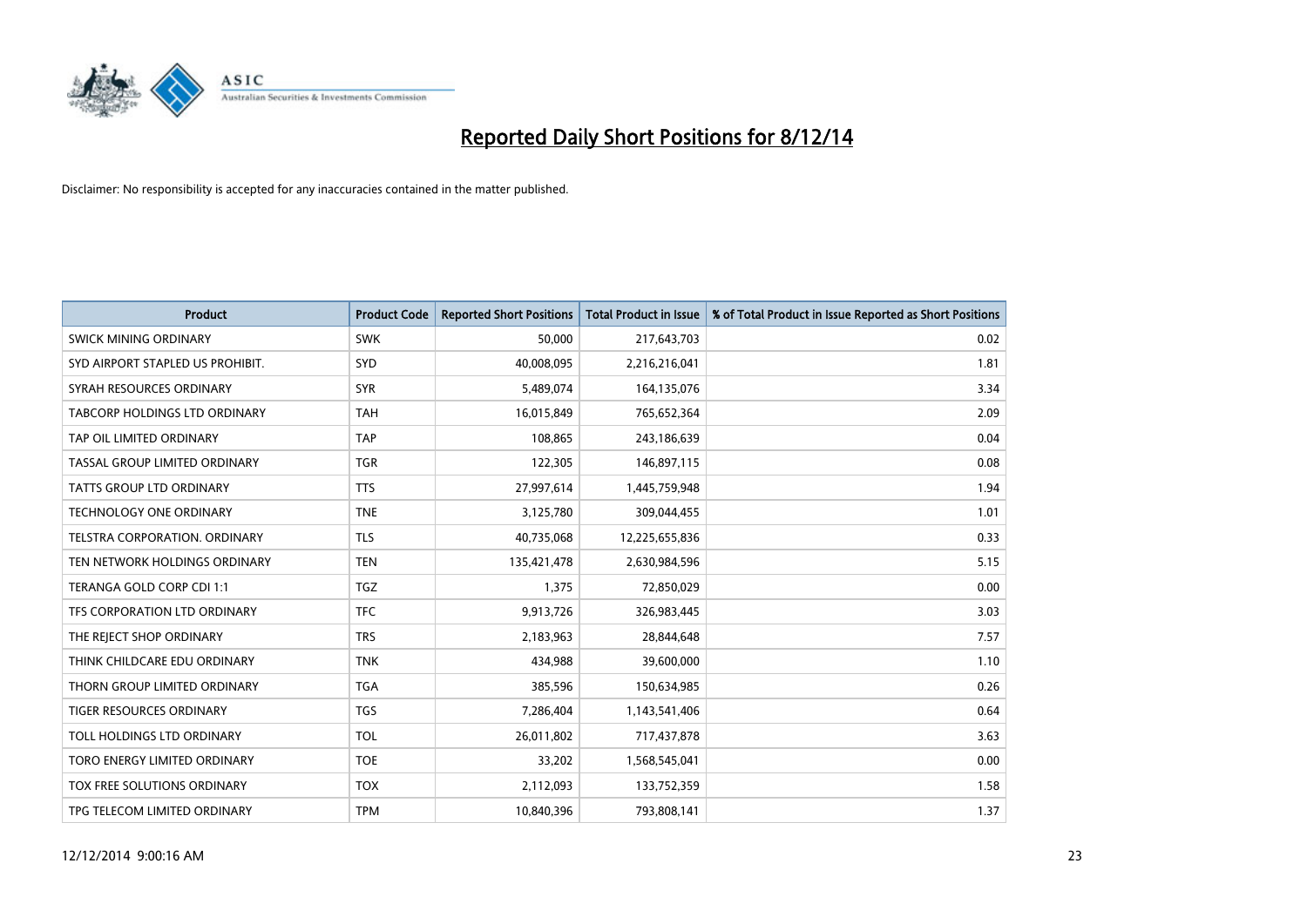# Reported Daily Short Positions for 8/12/14

Disclaimer: No responsibility is accepted for any inaccuracies contained in the matter published.

| Product | Product Code | Reported Short Positions | Total Product in Issue | % of Total Product in Issue Reported as Short Positions |
|---|---|---|---|---|
| SWICK MINING ORDINARY | SWK | 50,000 | 217,643,703 | 0.02 |
| SYD AIRPORT STAPLED US PROHIBIT. | SYD | 40,008,095 | 2,216,216,041 | 1.81 |
| SYRAH RESOURCES ORDINARY | SYR | 5,489,074 | 164,135,076 | 3.34 |
| TABCORP HOLDINGS LTD ORDINARY | TAH | 16,015,849 | 765,652,364 | 2.09 |
| TAP OIL LIMITED ORDINARY | TAP | 108,865 | 243,186,639 | 0.04 |
| TASSAL GROUP LIMITED ORDINARY | TGR | 122,305 | 146,897,115 | 0.08 |
| TATTS GROUP LTD ORDINARY | TTS | 27,997,614 | 1,445,759,948 | 1.94 |
| TECHNOLOGY ONE ORDINARY | TNE | 3,125,780 | 309,044,455 | 1.01 |
| TELSTRA CORPORATION. ORDINARY | TLS | 40,735,068 | 12,225,655,836 | 0.33 |
| TEN NETWORK HOLDINGS ORDINARY | TEN | 135,421,478 | 2,630,984,596 | 5.15 |
| TERANGA GOLD CORP CDI 1:1 | TGZ | 1,375 | 72,850,029 | 0.00 |
| TFS CORPORATION LTD ORDINARY | TFC | 9,913,726 | 326,983,445 | 3.03 |
| THE REJECT SHOP ORDINARY | TRS | 2,183,963 | 28,844,648 | 7.57 |
| THINK CHILDCARE EDU ORDINARY | TNK | 434,988 | 39,600,000 | 1.10 |
| THORN GROUP LIMITED ORDINARY | TGA | 385,596 | 150,634,985 | 0.26 |
| TIGER RESOURCES ORDINARY | TGS | 7,286,404 | 1,143,541,406 | 0.64 |
| TOLL HOLDINGS LTD ORDINARY | TOL | 26,011,802 | 717,437,878 | 3.63 |
| TORO ENERGY LIMITED ORDINARY | TOE | 33,202 | 1,568,545,041 | 0.00 |
| TOX FREE SOLUTIONS ORDINARY | TOX | 2,112,093 | 133,752,359 | 1.58 |
| TPG TELECOM LIMITED ORDINARY | TPM | 10,840,396 | 793,808,141 | 1.37 |

12/12/2014 9:00:16 AM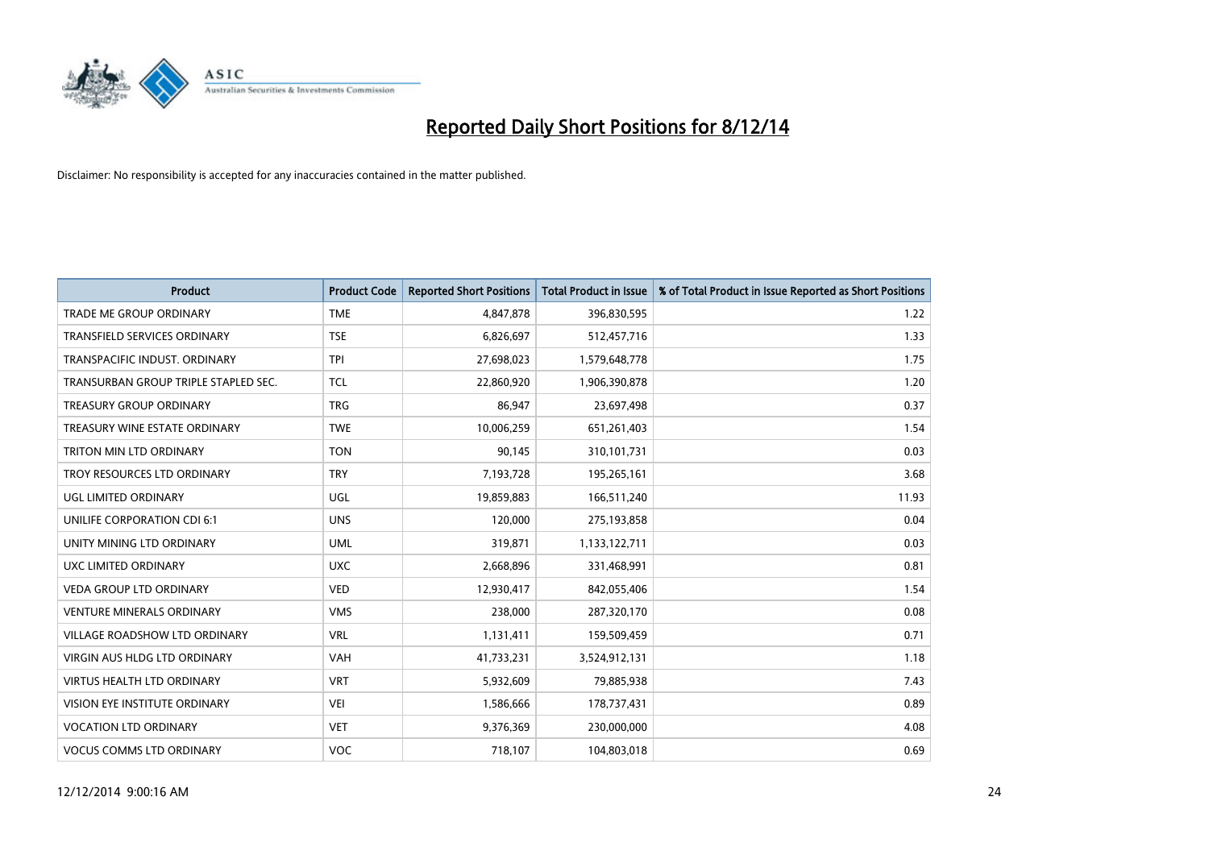# Reported Daily Short Positions for 8/12/14

Disclaimer: No responsibility is accepted for any inaccuracies contained in the matter published.

| Product | Product Code | Reported Short Positions | Total Product in Issue | % of Total Product in Issue Reported as Short Positions |
|---|---|---|---|---|
| TRADE ME GROUP ORDINARY | TME | 4,847,878 | 396,830,595 | 1.22 |
| TRANSFIELD SERVICES ORDINARY | TSE | 6,826,697 | 512,457,716 | 1.33 |
| TRANSPACIFIC INDUST. ORDINARY | TPI | 27,698,023 | 1,579,648,778 | 1.75 |
| TRANSURBAN GROUP TRIPLE STAPLED SEC. | TCL | 22,860,920 | 1,906,390,878 | 1.20 |
| TREASURY GROUP ORDINARY | TRG | 86,947 | 23,697,498 | 0.37 |
| TREASURY WINE ESTATE ORDINARY | TWE | 10,006,259 | 651,261,403 | 1.54 |
| TRITON MIN LTD ORDINARY | TON | 90,145 | 310,101,731 | 0.03 |
| TROY RESOURCES LTD ORDINARY | TRY | 7,193,728 | 195,265,161 | 3.68 |
| UGL LIMITED ORDINARY | UGL | 19,859,883 | 166,511,240 | 11.93 |
| UNILIFE CORPORATION CDI 6:1 | UNS | 120,000 | 275,193,858 | 0.04 |
| UNITY MINING LTD ORDINARY | UML | 319,871 | 1,133,122,711 | 0.03 |
| UXC LIMITED ORDINARY | UXC | 2,668,896 | 331,468,991 | 0.81 |
| VEDA GROUP LTD ORDINARY | VED | 12,930,417 | 842,055,406 | 1.54 |
| VENTURE MINERALS ORDINARY | VMS | 238,000 | 287,320,170 | 0.08 |
| VILLAGE ROADSHOW LTD ORDINARY | VRL | 1,131,411 | 159,509,459 | 0.71 |
| VIRGIN AUS HLDG LTD ORDINARY | VAH | 41,733,231 | 3,524,912,131 | 1.18 |
| VIRTUS HEALTH LTD ORDINARY | VRT | 5,932,609 | 79,885,938 | 7.43 |
| VISION EYE INSTITUTE ORDINARY | VEI | 1,586,666 | 178,737,431 | 0.89 |
| VOCATION LTD ORDINARY | VET | 9,376,369 | 230,000,000 | 4.08 |
| VOCUS COMMS LTD ORDINARY | VOC | 718,107 | 104,803,018 | 0.69 |

12/12/2014 9:00:16 AM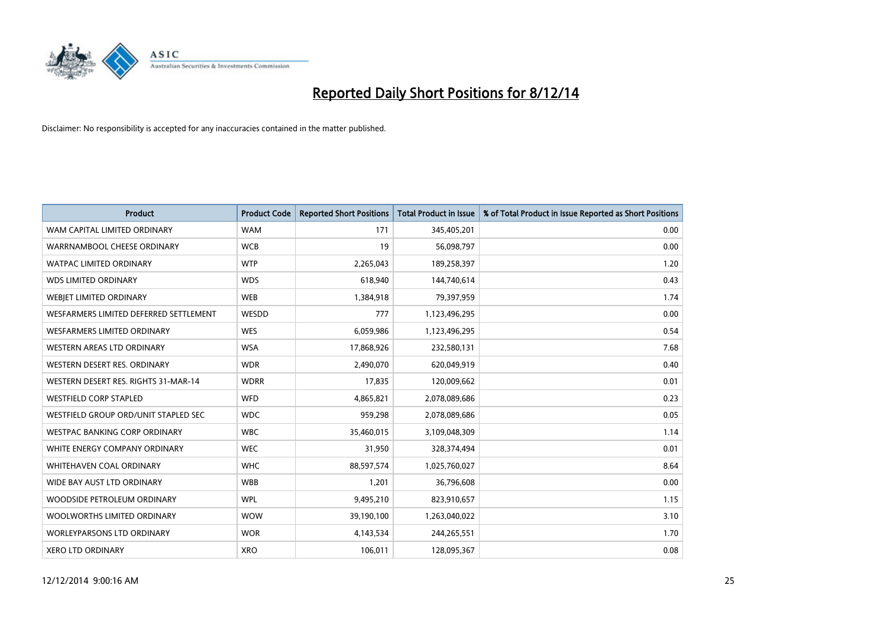# Reported Daily Short Positions for 8/12/14

Disclaimer: No responsibility is accepted for any inaccuracies contained in the matter published.

| Product | Product Code | Reported Short Positions | Total Product in Issue | % of Total Product in Issue Reported as Short Positions |
|---|---|---|---|---|
| WAM CAPITAL LIMITED ORDINARY | WAM | 171 | 345,405,201 | 0.00 |
| WARRNAMBOOL CHEESE ORDINARY | WCB | 19 | 56,098,797 | 0.00 |
| WATPAC LIMITED ORDINARY | WTP | 2,265,043 | 189,258,397 | 1.20 |
| WDS LIMITED ORDINARY | WDS | 618,940 | 144,740,614 | 0.43 |
| WEBJET LIMITED ORDINARY | WEB | 1,384,918 | 79,397,959 | 1.74 |
| WESFARMERS LIMITED DEFERRED SETTLEMENT | WESDD | 777 | 1,123,496,295 | 0.00 |
| WESFARMERS LIMITED ORDINARY | WES | 6,059,986 | 1,123,496,295 | 0.54 |
| WESTERN AREAS LTD ORDINARY | WSA | 17,868,926 | 232,580,131 | 7.68 |
| WESTERN DESERT RES. ORDINARY | WDR | 2,490,070 | 620,049,919 | 0.40 |
| WESTERN DESERT RES. RIGHTS 31-MAR-14 | WDRR | 17,835 | 120,009,662 | 0.01 |
| WESTFIELD CORP STAPLED | WFD | 4,865,821 | 2,078,089,686 | 0.23 |
| WESTFIELD GROUP ORD/UNIT STAPLED SEC | WDC | 959,298 | 2,078,089,686 | 0.05 |
| WESTPAC BANKING CORP ORDINARY | WBC | 35,460,015 | 3,109,048,309 | 1.14 |
| WHITE ENERGY COMPANY ORDINARY | WEC | 31,950 | 328,374,494 | 0.01 |
| WHITEHAVEN COAL ORDINARY | WHC | 88,597,574 | 1,025,760,027 | 8.64 |
| WIDE BAY AUST LTD ORDINARY | WBB | 1,201 | 36,796,608 | 0.00 |
| WOODSIDE PETROLEUM ORDINARY | WPL | 9,495,210 | 823,910,657 | 1.15 |
| WOOLWORTHS LIMITED ORDINARY | WOW | 39,190,100 | 1,263,040,022 | 3.10 |
| WORLEYPARSONS LTD ORDINARY | WOR | 4,143,534 | 244,265,551 | 1.70 |
| XERO LTD ORDINARY | XRO | 106,011 | 128,095,367 | 0.08 |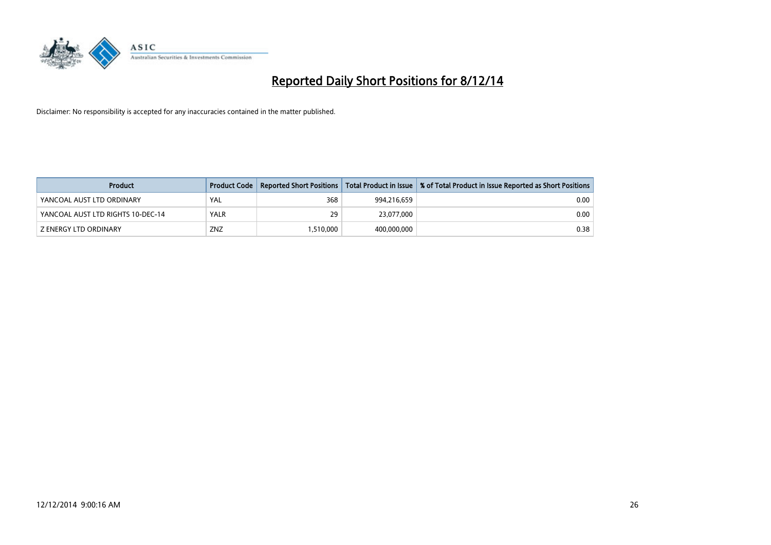# Reported Daily Short Positions for 8/12/14

Disclaimer: No responsibility is accepted for any inaccuracies contained in the matter published.

| Product | Product Code | Reported Short Positions | Total Product in Issue | % of Total Product in Issue Reported as Short Positions |
|---|---|---|---|---|
| YANCOAL AUST LTD ORDINARY | YAL | 368 | 994,216,659 | 0.00 |
| YANCOAL AUST LTD RIGHTS 10-DEC-14 | YALR | 29 | 23,077,000 | 0.00 |
| Z ENERGY LTD ORDINARY | ZNZ | 1,510,000 | 400,000,000 | 0.38 |